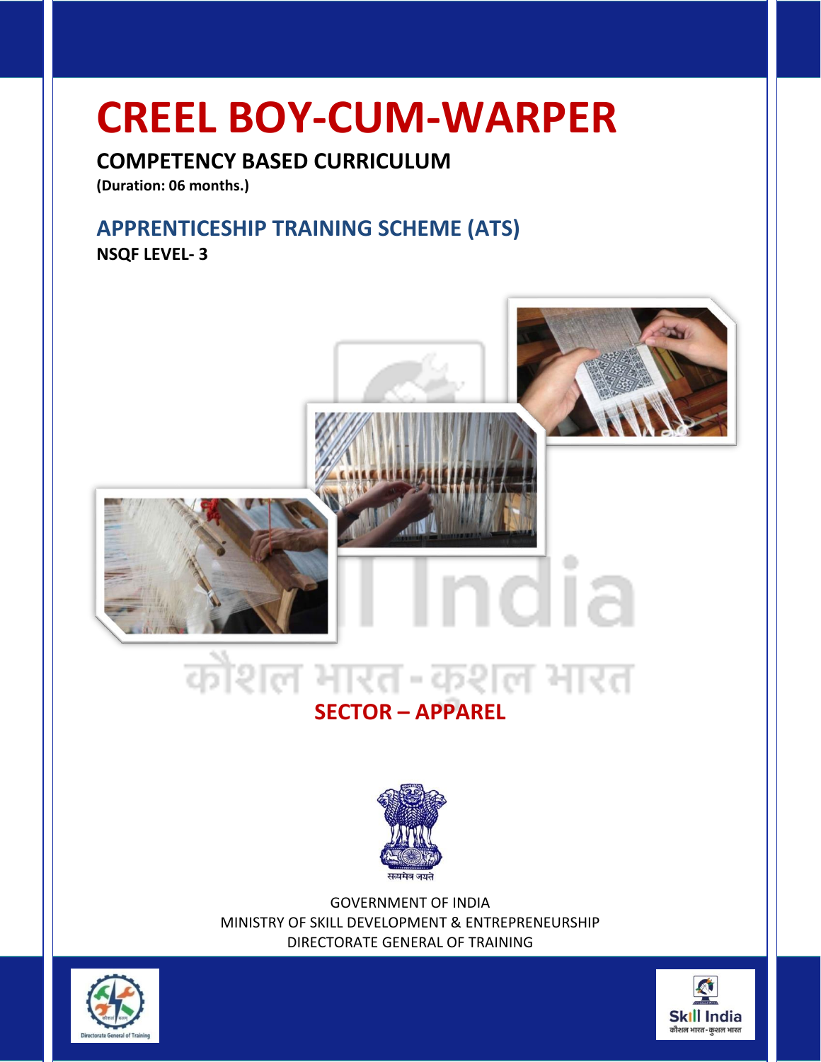# CREEL BOY-CUM-WARPER

## COMPETENCY BASED CURRICULUM

**(Duration: 06 months.)**

## APPRENTICESHIP TRAINING SCHEME (ATS)

**NSQF LEVEL- 3**

**SECTOR – APPAREL**

GOVERNMENT OF INDIA
MINISTRY OF SKILL DEVELOPMENT & ENTREPRENEURSHIP
DIRECTORATE GENERAL OF TRAINING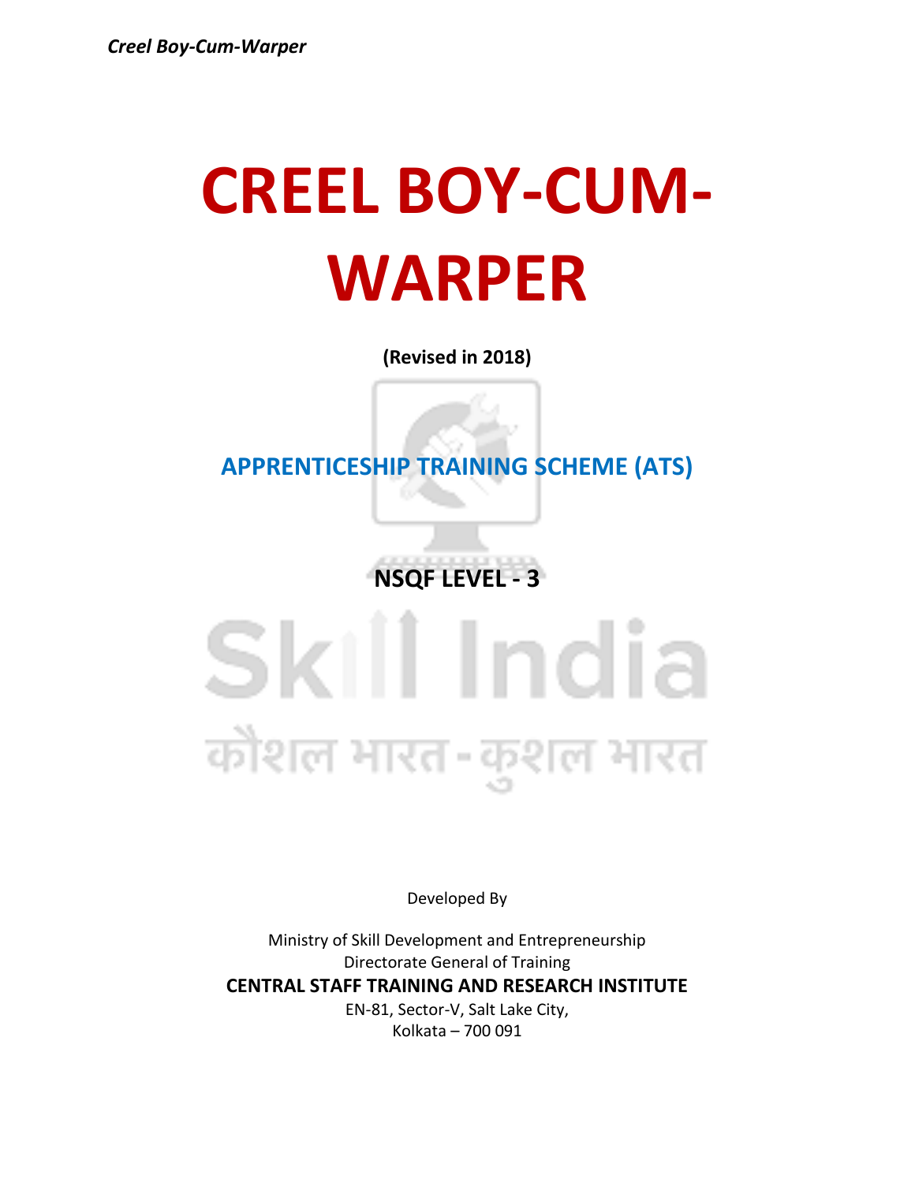# CREEL BOY-CUM-WARPER

**(Revised in 2018)**

**APPRENTICESHIP TRAINING SCHEME (ATS)**

**NSQF LEVEL - 3**

Developed By

Ministry of Skill Development and Entrepreneurship

Directorate General of Training

**CENTRAL STAFF TRAINING AND RESEARCH INSTITUTE**

EN-81, Sector-V, Salt Lake City,

Kolkata – 700 091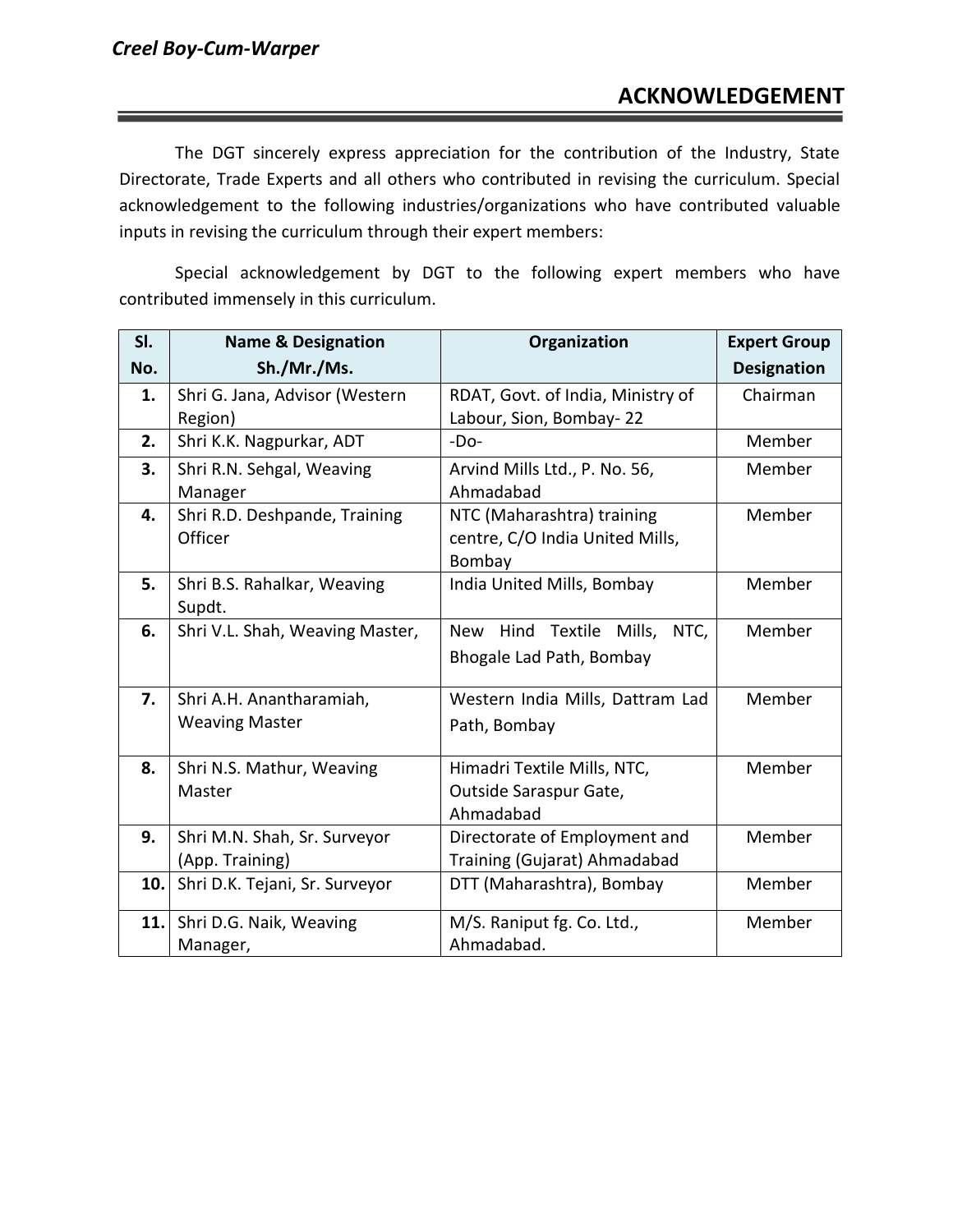# ACKNOWLEDGEMENT

The DGT sincerely express appreciation for the contribution of the Industry, State Directorate, Trade Experts and all others who contributed in revising the curriculum. Special acknowledgement to the following industries/organizations who have contributed valuable inputs in revising the curriculum through their expert members:

Special acknowledgement by DGT to the following expert members who have contributed immensely in this curriculum.

| Sl. No. | Name & Designation Sh./Mr./Ms. | Organization | Expert Group Designation |
|---|---|---|---|
| 1. | Shri G. Jana, Advisor (Western Region) | RDAT, Govt. of India, Ministry of Labour, Sion, Bombay- 22 | Chairman |
| 2. | Shri K.K. Nagpurkar, ADT | -Do- | Member |
| 3. | Shri R.N. Sehgal, Weaving Manager | Arvind Mills Ltd., P. No. 56, Ahmadabad | Member |
| 4. | Shri R.D. Deshpande, Training Officer | NTC (Maharashtra) training centre, C/O India United Mills, Bombay | Member |
| 5. | Shri B.S. Rahalkar, Weaving Supdt. | India United Mills, Bombay | Member |
| 6. | Shri V.L. Shah, Weaving Master, | New Hind Textile Mills, NTC, Bhogale Lad Path, Bombay | Member |
| 7. | Shri A.H. Anantharamiah, Weaving Master | Western India Mills, Dattram Lad Path, Bombay | Member |
| 8. | Shri N.S. Mathur, Weaving Master | Himadri Textile Mills, NTC, Outside Saraspur Gate, Ahmadabad | Member |
| 9. | Shri M.N. Shah, Sr. Surveyor (App. Training) | Directorate of Employment and Training (Gujarat) Ahmadabad | Member |
| 10. | Shri D.K. Tejani, Sr. Surveyor | DTT (Maharashtra), Bombay | Member |
| 11. | Shri D.G. Naik, Weaving Manager, | M/S. Raniput fg. Co. Ltd., Ahmadabad. | Member |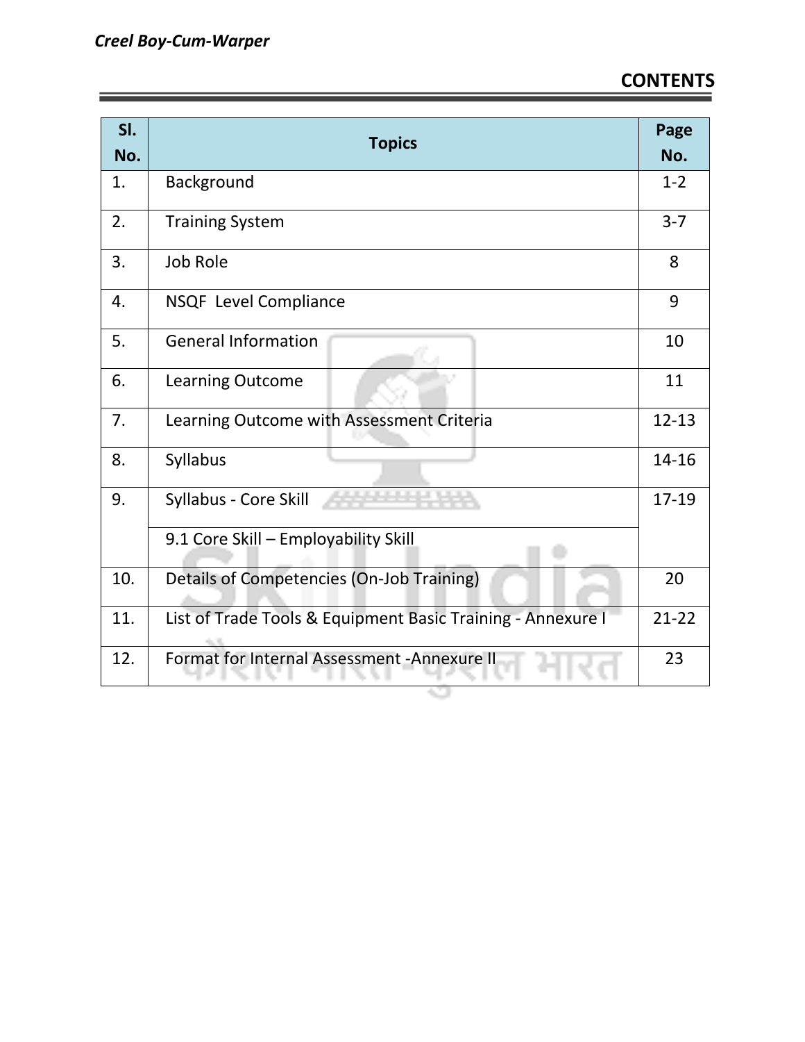## CONTENTS

| Sl. No. | Topics | Page No. |
|---|---|---|
| 1. | Background | 1-2 |
| 2. | Training System | 3-7 |
| 3. | Job Role | 8 |
| 4. | NSQF Level Compliance | 9 |
| 5. | General Information | 10 |
| 6. | Learning Outcome | 11 |
| 7. | Learning Outcome with Assessment Criteria | 12-13 |
| 8. | Syllabus | 14-16 |
| 9. | Syllabus - Core Skill | 17-19 |
| | 9.1 Core Skill – Employability Skill | |
| 10. | Details of Competencies (On-Job Training) | 20 |
| 11. | List of Trade Tools & Equipment Basic Training - Annexure I | 21-22 |
| 12. | Format for Internal Assessment -Annexure II | 23 |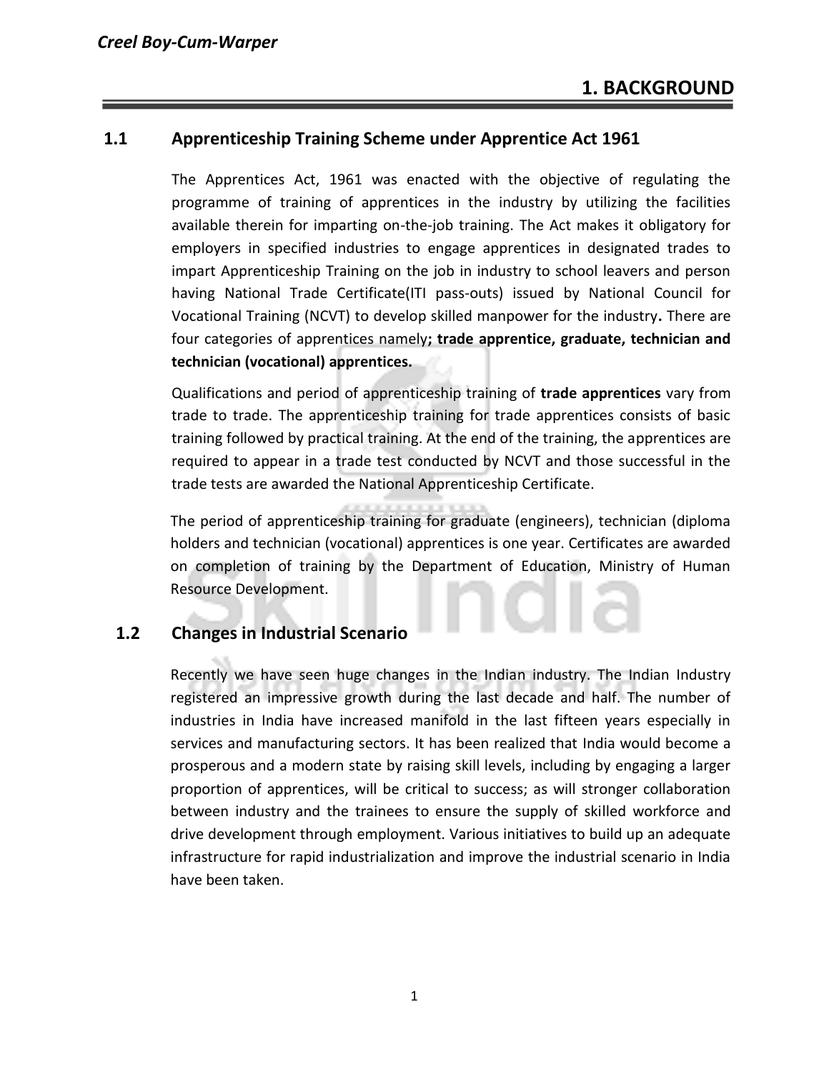# 1. BACKGROUND

## 1.1 Apprenticeship Training Scheme under Apprentice Act 1961

The Apprentices Act, 1961 was enacted with the objective of regulating the programme of training of apprentices in the industry by utilizing the facilities available therein for imparting on-the-job training. The Act makes it obligatory for employers in specified industries to engage apprentices in designated trades to impart Apprenticeship Training on the job in industry to school leavers and person having National Trade Certificate(ITI pass-outs) issued by National Council for Vocational Training (NCVT) to develop skilled manpower for the industry**.** There are four categories of apprentices namely**; trade apprentice, graduate, technician and technician (vocational) apprentices.**

Qualifications and period of apprenticeship training of **trade apprentices** vary from trade to trade. The apprenticeship training for trade apprentices consists of basic training followed by practical training. At the end of the training, the apprentices are required to appear in a trade test conducted by NCVT and those successful in the trade tests are awarded the National Apprenticeship Certificate.

The period of apprenticeship training for graduate (engineers), technician (diploma holders and technician (vocational) apprentices is one year. Certificates are awarded on completion of training by the Department of Education, Ministry of Human Resource Development.

## 1.2 Changes in Industrial Scenario

Recently we have seen huge changes in the Indian industry. The Indian Industry registered an impressive growth during the last decade and half. The number of industries in India have increased manifold in the last fifteen years especially in services and manufacturing sectors. It has been realized that India would become a prosperous and a modern state by raising skill levels, including by engaging a larger proportion of apprentices, will be critical to success; as will stronger collaboration between industry and the trainees to ensure the supply of skilled workforce and drive development through employment. Various initiatives to build up an adequate infrastructure for rapid industrialization and improve the industrial scenario in India have been taken.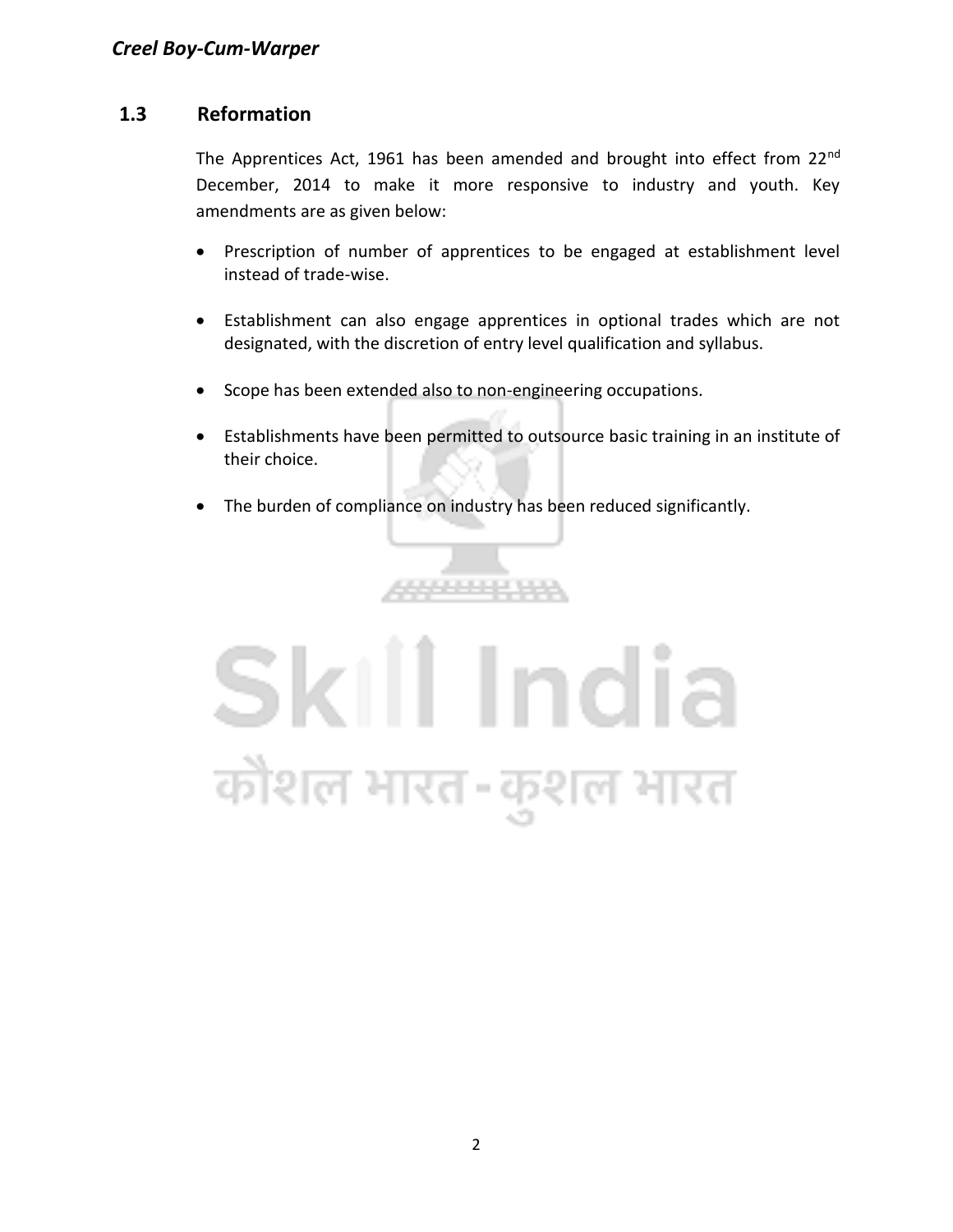## 1.3 Reformation

The Apprentices Act, 1961 has been amended and brought into effect from 22nd December, 2014 to make it more responsive to industry and youth. Key amendments are as given below:

- Prescription of number of apprentices to be engaged at establishment level instead of trade-wise.
- Establishment can also engage apprentices in optional trades which are not designated, with the discretion of entry level qualification and syllabus.
- Scope has been extended also to non-engineering occupations.
- Establishments have been permitted to outsource basic training in an institute of their choice.
- The burden of compliance on industry has been reduced significantly.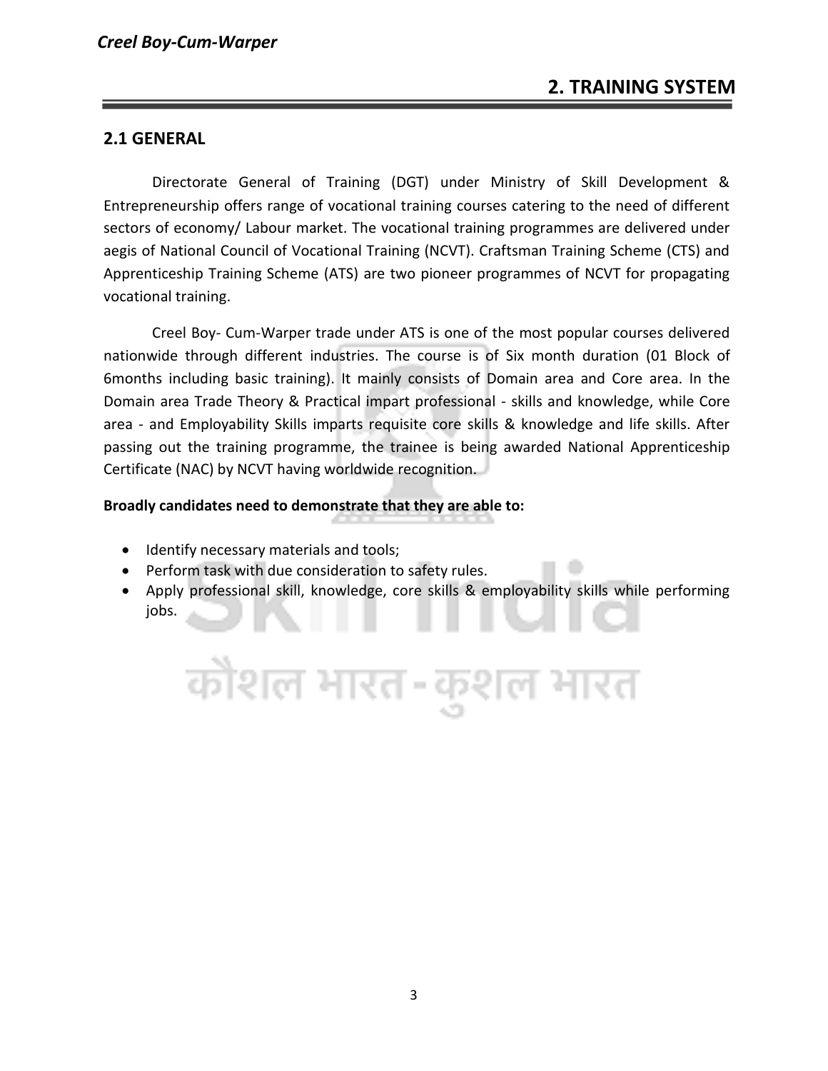## 2. TRAINING SYSTEM

### 2.1 GENERAL

Directorate General of Training (DGT) under Ministry of Skill Development & Entrepreneurship offers range of vocational training courses catering to the need of different sectors of economy/ Labour market. The vocational training programmes are delivered under aegis of National Council of Vocational Training (NCVT). Craftsman Training Scheme (CTS) and Apprenticeship Training Scheme (ATS) are two pioneer programmes of NCVT for propagating vocational training.

Creel Boy- Cum-Warper trade under ATS is one of the most popular courses delivered nationwide through different industries. The course is of Six month duration (01 Block of 6months including basic training). It mainly consists of Domain area and Core area. In the Domain area Trade Theory & Practical impart professional - skills and knowledge, while Core area - and Employability Skills imparts requisite core skills & knowledge and life skills. After passing out the training programme, the trainee is being awarded National Apprenticeship Certificate (NAC) by NCVT having worldwide recognition.

**Broadly candidates need to demonstrate that they are able to:**

- Identify necessary materials and tools;
- Perform task with due consideration to safety rules.
- Apply professional skill, knowledge, core skills & employability skills while performing jobs.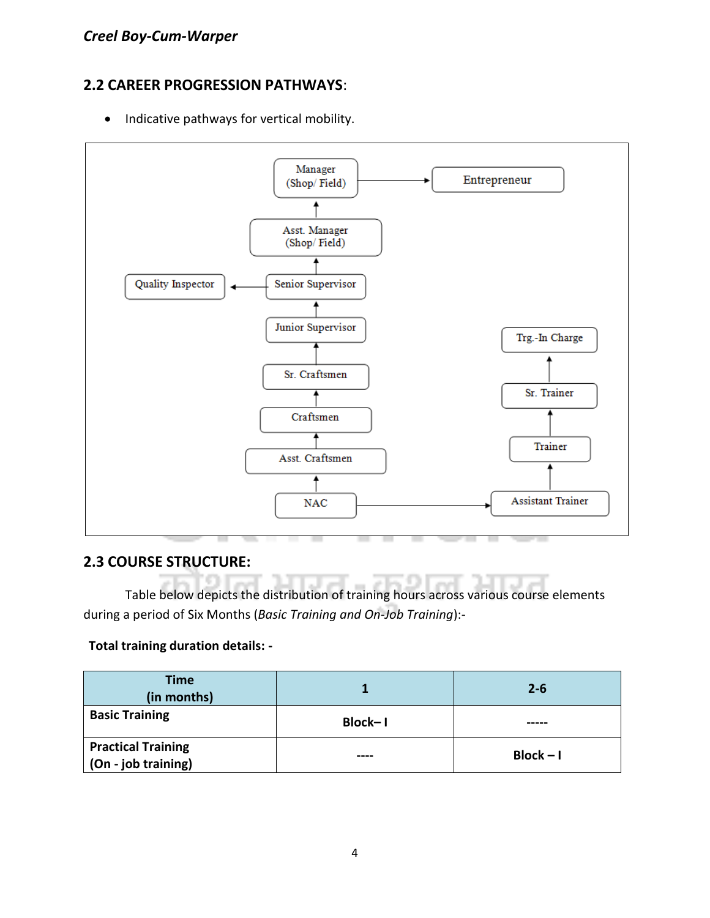## 2.2 CAREER PROGRESSION PATHWAYS:

- Indicative pathways for vertical mobility.

NAC → Asst. Craftsmen → Craftsmen → Sr. Craftsmen → Junior Supervisor → Senior Supervisor → Asst. Manager (Shop/ Field) → Manager (Shop/ Field) → Entrepreneur

Senior Supervisor → Quality Inspector

NAC → Assistant Trainer → Trainer → Sr. Trainer → Trg.-In Charge

## 2.3 COURSE STRUCTURE:

Table below depicts the distribution of training hours across various course elements during a period of Six Months (*Basic Training and On-Job Training*):-

**Total training duration details: -**

| Time (in months) | 1 | 2-6 |
|---|---|---|
| **Basic Training** | **Block– I** | **-----** |
| **Practical Training (On - job training)** | **----** | **Block – I** |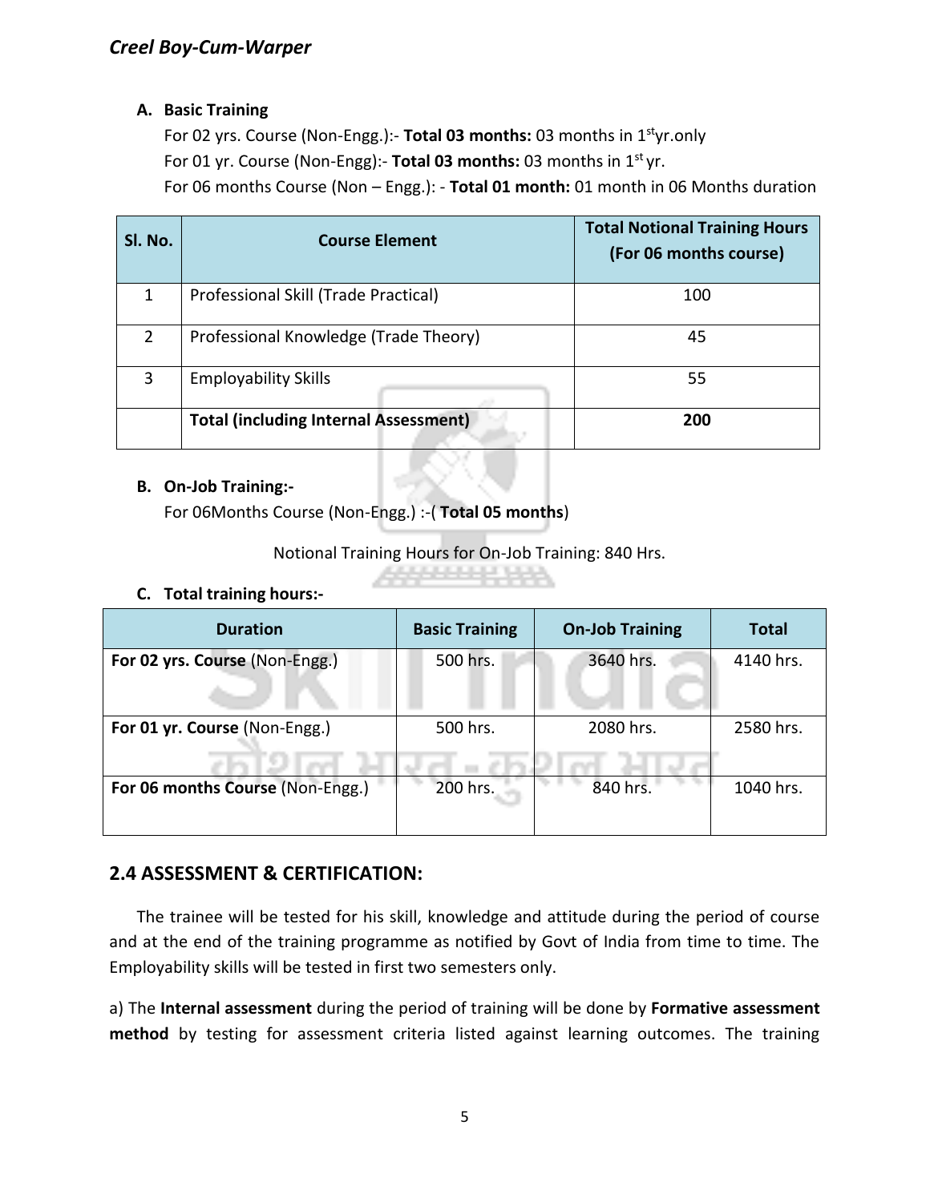**A. Basic Training**

For 02 yrs. Course (Non-Engg.):- **Total 03 months:** 03 months in 1st yr.only

For 01 yr. Course (Non-Engg):- **Total 03 months:** 03 months in 1st yr.

For 06 months Course (Non – Engg.): - **Total 01 month:** 01 month in 06 Months duration

| Sl. No. | Course Element | Total Notional Training Hours (For 06 months course) |
|---|---|---|
| 1 | Professional Skill (Trade Practical) | 100 |
| 2 | Professional Knowledge (Trade Theory) | 45 |
| 3 | Employability Skills | 55 |
| | **Total (including Internal Assessment)** | **200** |

**B. On-Job Training:-**

For 06Months Course (Non-Engg.) :-( **Total 05 months**)

Notional Training Hours for On-Job Training: 840 Hrs.

**C. Total training hours:-**

| Duration | Basic Training | On-Job Training | Total |
|---|---|---|---|
| **For 02 yrs. Course** (Non-Engg.) | 500 hrs. | 3640 hrs. | 4140 hrs. |
| **For 01 yr. Course** (Non-Engg.) | 500 hrs. | 2080 hrs. | 2580 hrs. |
| **For 06 months Course** (Non-Engg.) | 200 hrs. | 840 hrs. | 1040 hrs. |

## 2.4 ASSESSMENT & CERTIFICATION:

The trainee will be tested for his skill, knowledge and attitude during the period of course and at the end of the training programme as notified by Govt of India from time to time. The Employability skills will be tested in first two semesters only.

a) The **Internal assessment** during the period of training will be done by **Formative assessment method** by testing for assessment criteria listed against learning outcomes. The training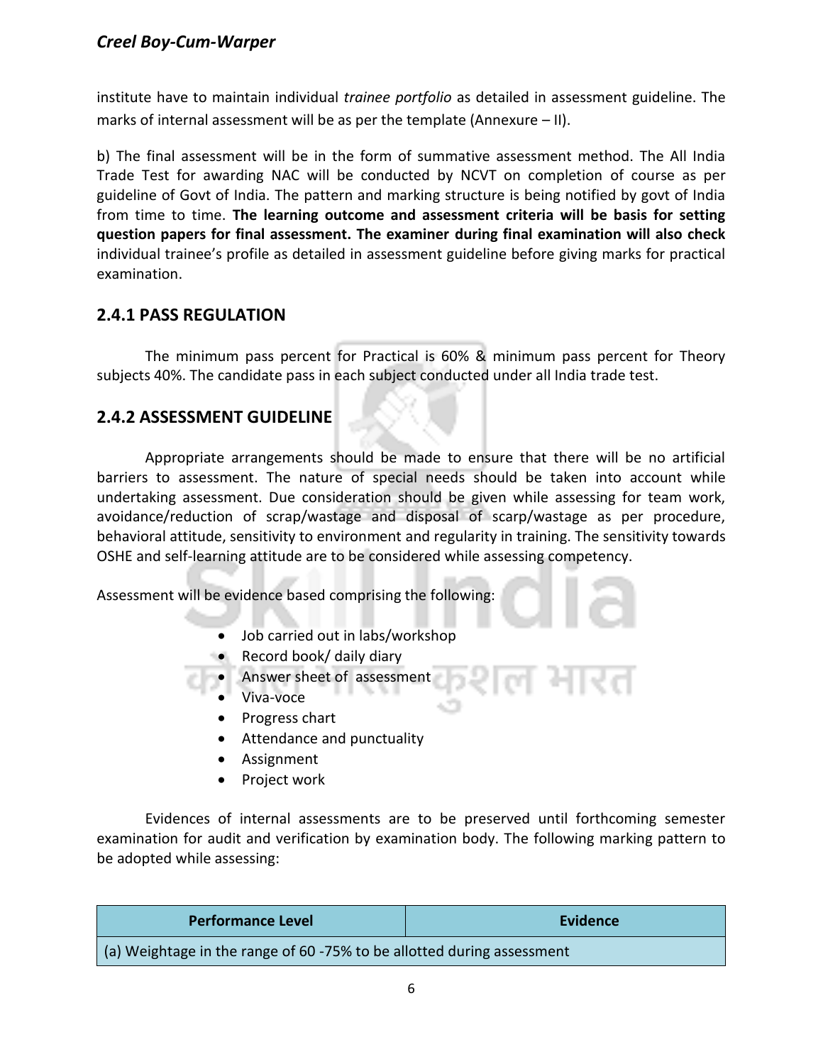institute have to maintain individual *trainee portfolio* as detailed in assessment guideline. The marks of internal assessment will be as per the template (Annexure – II).

b) The final assessment will be in the form of summative assessment method. The All India Trade Test for awarding NAC will be conducted by NCVT on completion of course as per guideline of Govt of India. The pattern and marking structure is being notified by govt of India from time to time. **The learning outcome and assessment criteria will be basis for setting question papers for final assessment. The examiner during final examination will also check** individual trainee's profile as detailed in assessment guideline before giving marks for practical examination.

## 2.4.1 PASS REGULATION

The minimum pass percent for Practical is 60% & minimum pass percent for Theory subjects 40%. The candidate pass in each subject conducted under all India trade test.

## 2.4.2 ASSESSMENT GUIDELINE

Appropriate arrangements should be made to ensure that there will be no artificial barriers to assessment. The nature of special needs should be taken into account while undertaking assessment. Due consideration should be given while assessing for team work, avoidance/reduction of scrap/wastage and disposal of scarp/wastage as per procedure, behavioral attitude, sensitivity to environment and regularity in training. The sensitivity towards OSHE and self-learning attitude are to be considered while assessing competency.

Assessment will be evidence based comprising the following:

- Job carried out in labs/workshop
- Record book/ daily diary
- Answer sheet of assessment
- Viva-voce
- Progress chart
- Attendance and punctuality
- Assignment
- Project work

Evidences of internal assessments are to be preserved until forthcoming semester examination for audit and verification by examination body. The following marking pattern to be adopted while assessing:

| Performance Level | Evidence |
|---|---|
| (a) Weightage in the range of 60 -75% to be allotted during assessment | |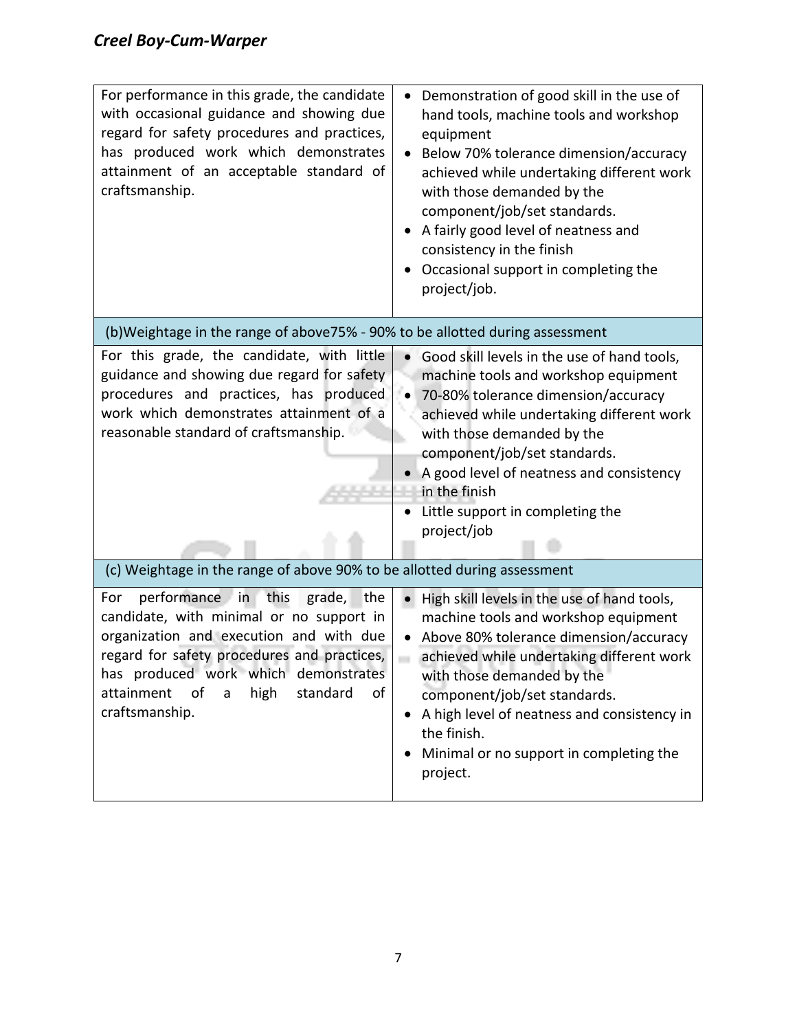| | |
|---|---|
| For performance in this grade, the candidate with occasional guidance and showing due regard for safety procedures and practices, has produced work which demonstrates attainment of an acceptable standard of craftsmanship. | • Demonstration of good skill in the use of hand tools, machine tools and workshop equipment<br>• Below 70% tolerance dimension/accuracy achieved while undertaking different work with those demanded by the component/job/set standards.<br>• A fairly good level of neatness and consistency in the finish<br>• Occasional support in completing the project/job. |
| (b)Weightage in the range of above75% - 90% to be allotted during assessment | |
| For this grade, the candidate, with little guidance and showing due regard for safety procedures and practices, has produced work which demonstrates attainment of a reasonable standard of craftsmanship. | • Good skill levels in the use of hand tools, machine tools and workshop equipment<br>• 70-80% tolerance dimension/accuracy achieved while undertaking different work with those demanded by the component/job/set standards.<br>• A good level of neatness and consistency in the finish<br>• Little support in completing the project/job |
| (c) Weightage in the range of above 90% to be allotted during assessment | |
| For performance in this grade, the candidate, with minimal or no support in organization and execution and with due regard for safety procedures and practices, has produced work which demonstrates attainment of a high standard of craftsmanship. | • High skill levels in the use of hand tools, machine tools and workshop equipment<br>• Above 80% tolerance dimension/accuracy achieved while undertaking different work with those demanded by the component/job/set standards.<br>• A high level of neatness and consistency in the finish.<br>• Minimal or no support in completing the project. |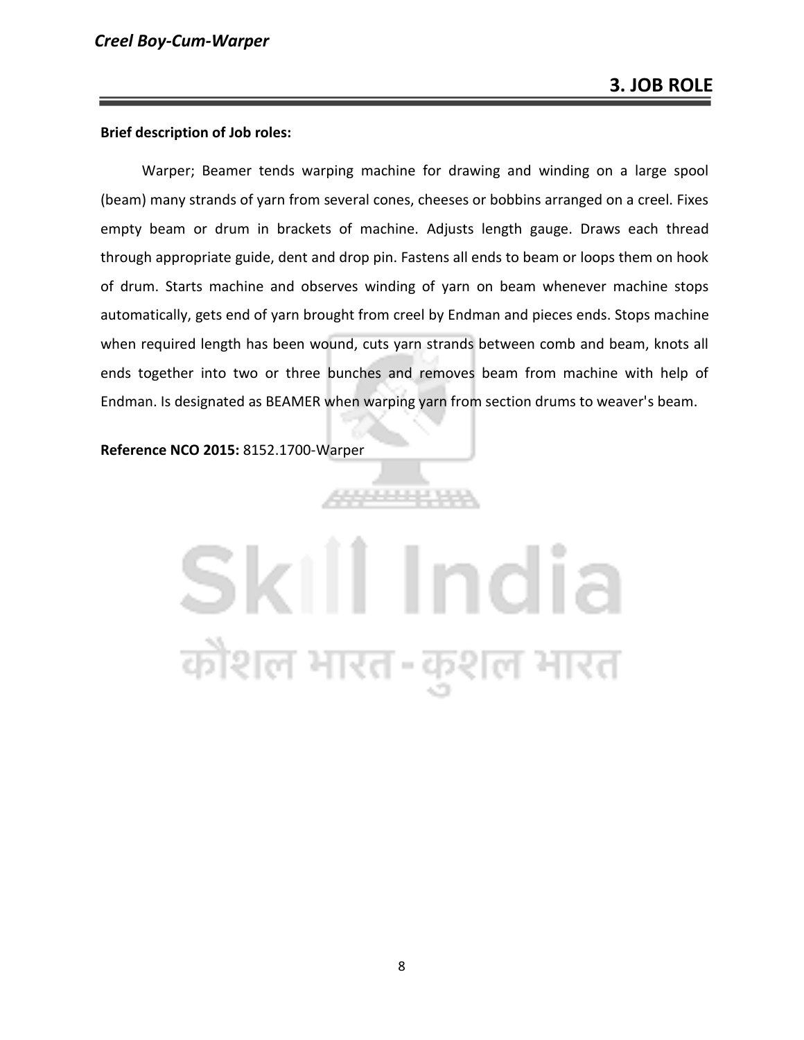# 3. JOB ROLE

**Brief description of Job roles:**

Warper; Beamer tends warping machine for drawing and winding on a large spool (beam) many strands of yarn from several cones, cheeses or bobbins arranged on a creel. Fixes empty beam or drum in brackets of machine. Adjusts length gauge. Draws each thread through appropriate guide, dent and drop pin. Fastens all ends to beam or loops them on hook of drum. Starts machine and observes winding of yarn on beam whenever machine stops automatically, gets end of yarn brought from creel by Endman and pieces ends. Stops machine when required length has been wound, cuts yarn strands between comb and beam, knots all ends together into two or three bunches and removes beam from machine with help of Endman. Is designated as BEAMER when warping yarn from section drums to weaver's beam.

**Reference NCO 2015:** 8152.1700-Warper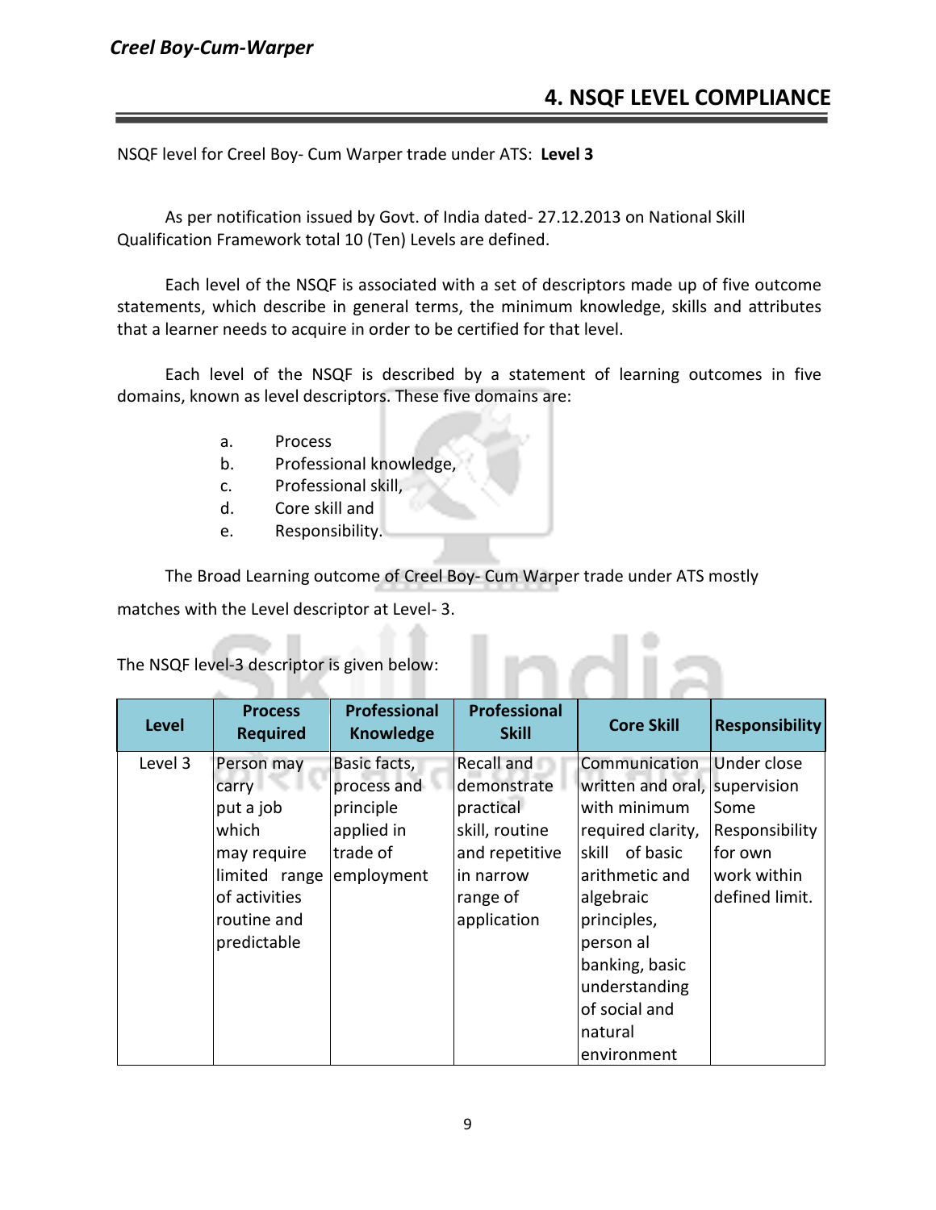## 4. NSQF LEVEL COMPLIANCE

NSQF level for Creel Boy- Cum Warper trade under ATS: **Level 3**

As per notification issued by Govt. of India dated- 27.12.2013 on National Skill Qualification Framework total 10 (Ten) Levels are defined.

Each level of the NSQF is associated with a set of descriptors made up of five outcome statements, which describe in general terms, the minimum knowledge, skills and attributes that a learner needs to acquire in order to be certified for that level.

Each level of the NSQF is described by a statement of learning outcomes in five domains, known as level descriptors. These five domains are:

a. Process
b. Professional knowledge,
c. Professional skill,
d. Core skill and
e. Responsibility.

The Broad Learning outcome of Creel Boy- Cum Warper trade under ATS mostly matches with the Level descriptor at Level- 3.

The NSQF level-3 descriptor is given below:

| Level | Process Required | Professional Knowledge | Professional Skill | Core Skill | Responsibility |
|---|---|---|---|---|---|
| Level 3 | Person may carry put a job which may require limited range of activities routine and predictable | Basic facts, process and principle applied in trade of employment | Recall and demonstrate practical skill, routine and repetitive in narrow range of application | Communication written and oral, with minimum required clarity, skill of basic arithmetic and algebraic principles, person al banking, basic understanding of social and natural environment | Under close supervision Some Responsibility for own work within defined limit. |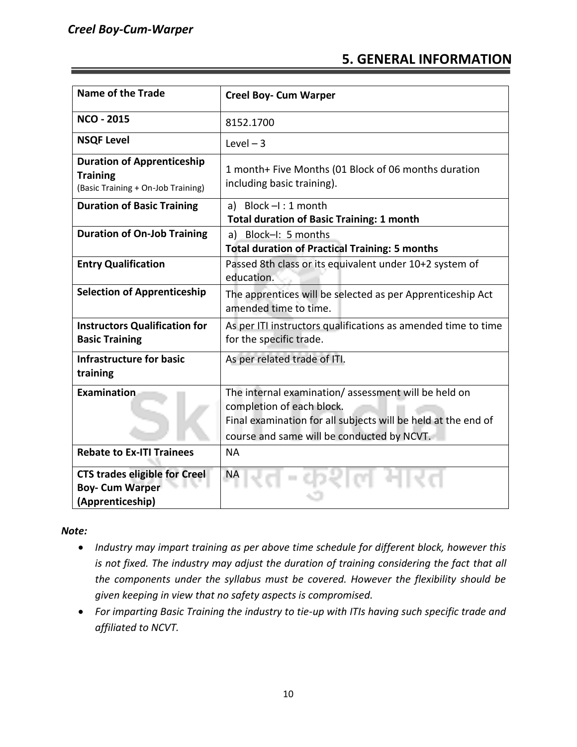## 5. GENERAL INFORMATION

| Name of the Trade | Creel Boy- Cum Warper |
|---|---|
| **NCO - 2015** | 8152.1700 |
| **NSQF Level** | Level – 3 |
| **Duration of Apprenticeship Training** (Basic Training + On-Job Training) | 1 month+ Five Months (01 Block of 06 months duration including basic training). |
| **Duration of Basic Training** | a) Block –I : 1 month<br>**Total duration of Basic Training: 1 month** |
| **Duration of On-Job Training** | a) Block–I: 5 months<br>**Total duration of Practical Training: 5 months** |
| **Entry Qualification** | Passed 8th class or its equivalent under 10+2 system of education. |
| **Selection of Apprenticeship** | The apprentices will be selected as per Apprenticeship Act amended time to time. |
| **Instructors Qualification for Basic Training** | As per ITI instructors qualifications as amended time to time for the specific trade. |
| **Infrastructure for basic training** | As per related trade of ITI. |
| **Examination** | The internal examination/ assessment will be held on completion of each block.<br>Final examination for all subjects will be held at the end of course and same will be conducted by NCVT. |
| **Rebate to Ex-ITI Trainees** | NA |
| **CTS trades eligible for Creel Boy- Cum Warper (Apprenticeship)** | NA |

***Note:***

- *Industry may impart training as per above time schedule for different block, however this is not fixed. The industry may adjust the duration of training considering the fact that all the components under the syllabus must be covered. However the flexibility should be given keeping in view that no safety aspects is compromised.*
- *For imparting Basic Training the industry to tie-up with ITIs having such specific trade and affiliated to NCVT.*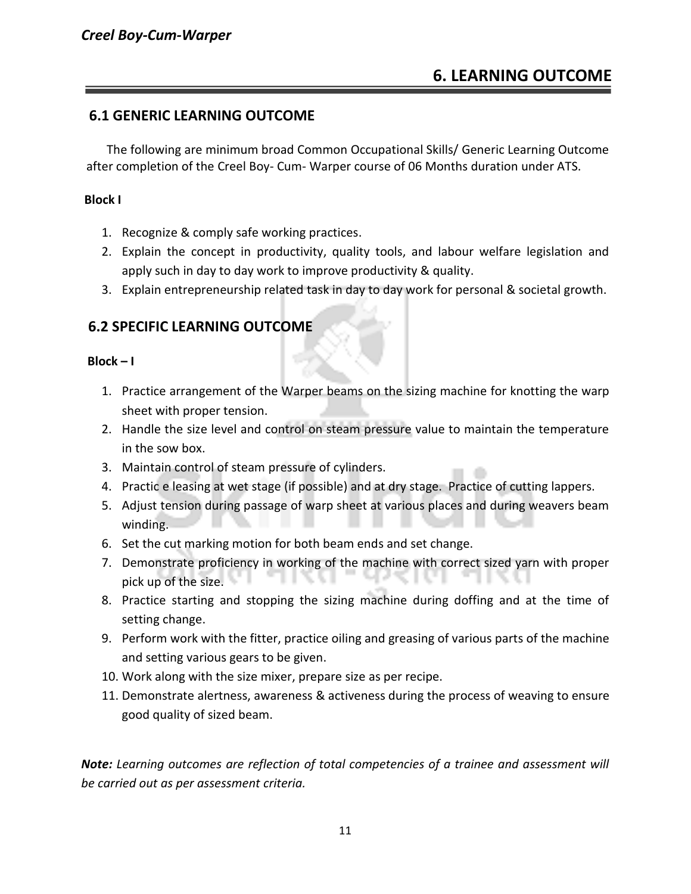# 6. LEARNING OUTCOME

## 6.1 GENERIC LEARNING OUTCOME

The following are minimum broad Common Occupational Skills/ Generic Learning Outcome after completion of the Creel Boy- Cum- Warper course of 06 Months duration under ATS.

**Block I**

1. Recognize & comply safe working practices.
2. Explain the concept in productivity, quality tools, and labour welfare legislation and apply such in day to day work to improve productivity & quality.
3. Explain entrepreneurship related task in day to day work for personal & societal growth.

## 6.2 SPECIFIC LEARNING OUTCOME

**Block – I**

1. Practice arrangement of the Warper beams on the sizing machine for knotting the warp sheet with proper tension.
2. Handle the size level and control on steam pressure value to maintain the temperature in the sow box.
3. Maintain control of steam pressure of cylinders.
4. Practic e leasing at wet stage (if possible) and at dry stage. Practice of cutting lappers.
5. Adjust tension during passage of warp sheet at various places and during weavers beam winding.
6. Set the cut marking motion for both beam ends and set change.
7. Demonstrate proficiency in working of the machine with correct sized yarn with proper pick up of the size.
8. Practice starting and stopping the sizing machine during doffing and at the time of setting change.
9. Perform work with the fitter, practice oiling and greasing of various parts of the machine and setting various gears to be given.
10. Work along with the size mixer, prepare size as per recipe.
11. Demonstrate alertness, awareness & activeness during the process of weaving to ensure good quality of sized beam.

***Note:*** *Learning outcomes are reflection of total competencies of a trainee and assessment will be carried out as per assessment criteria.*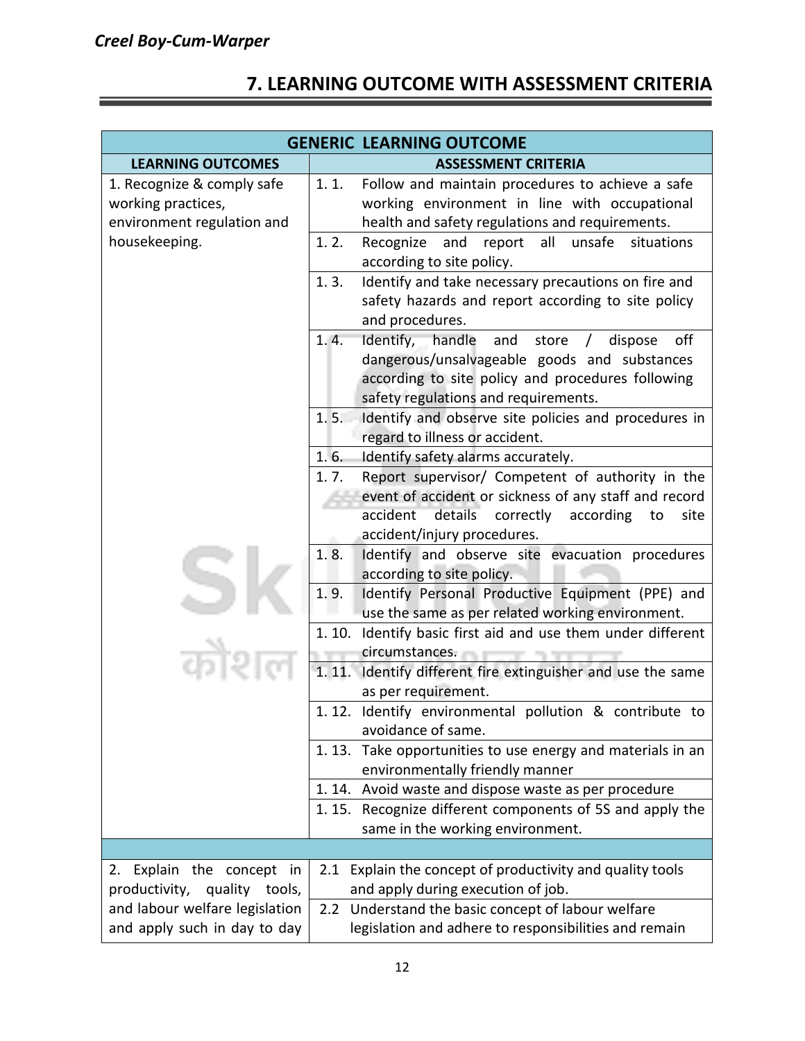## 7. LEARNING OUTCOME WITH ASSESSMENT CRITERIA

| GENERIC LEARNING OUTCOME | |
|---|---|
| **LEARNING OUTCOMES** | **ASSESSMENT CRITERIA** |
| 1. Recognize & comply safe working practices, environment regulation and housekeeping. | 1. 1. Follow and maintain procedures to achieve a safe working environment in line with occupational health and safety regulations and requirements. |
| | 1. 2. Recognize and report all unsafe situations according to site policy. |
| | 1. 3. Identify and take necessary precautions on fire and safety hazards and report according to site policy and procedures. |
| | 1. 4. Identify, handle and store / dispose off dangerous/unsalvageable goods and substances according to site policy and procedures following safety regulations and requirements. |
| | 1. 5. Identify and observe site policies and procedures in regard to illness or accident. |
| | 1. 6. Identify safety alarms accurately. |
| | 1. 7. Report supervisor/ Competent of authority in the event of accident or sickness of any staff and record accident details correctly according to site accident/injury procedures. |
| | 1. 8. Identify and observe site evacuation procedures according to site policy. |
| | 1. 9. Identify Personal Productive Equipment (PPE) and use the same as per related working environment. |
| | 1. 10. Identify basic first aid and use them under different circumstances. |
| | 1. 11. Identify different fire extinguisher and use the same as per requirement. |
| | 1. 12. Identify environmental pollution & contribute to avoidance of same. |
| | 1. 13. Take opportunities to use energy and materials in an environmentally friendly manner |
| | 1. 14. Avoid waste and dispose waste as per procedure |
| | 1. 15. Recognize different components of 5S and apply the same in the working environment. |
| | |
| 2. Explain the concept in productivity, quality tools, and labour welfare legislation and apply such in day to day | 2.1 Explain the concept of productivity and quality tools and apply during execution of job. |
| | 2.2 Understand the basic concept of labour welfare legislation and adhere to responsibilities and remain |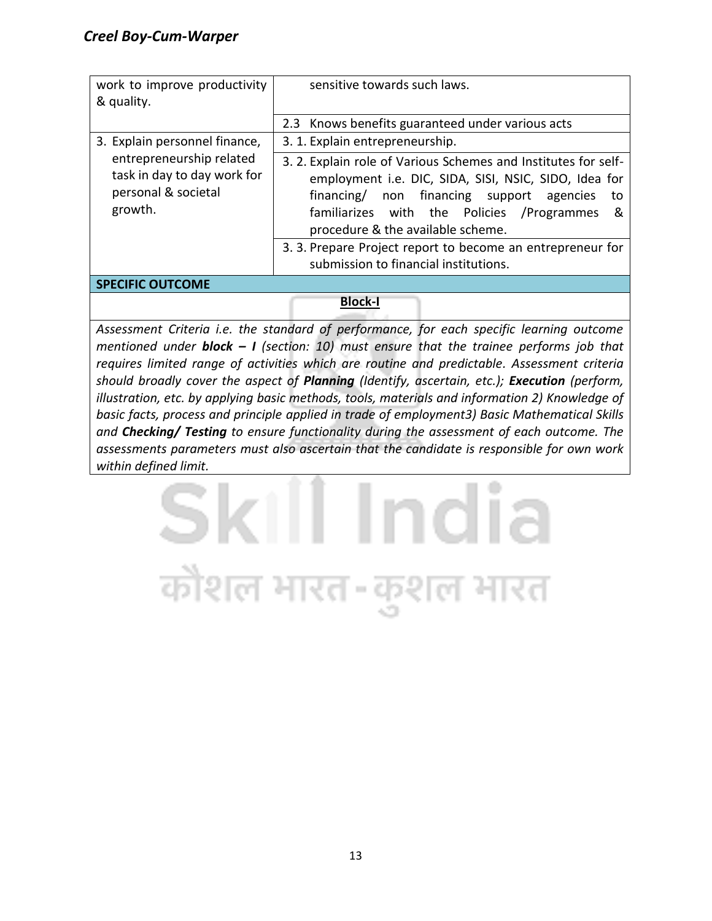| | |
|---|---|
| work to improve productivity & quality. | sensitive towards such laws. |
| | 2.3 Knows benefits guaranteed under various acts |
| 3. Explain personnel finance, entrepreneurship related task in day to day work for personal & societal growth. | 3. 1. Explain entrepreneurship. |
| | 3. 2. Explain role of Various Schemes and Institutes for self-employment i.e. DIC, SIDA, SISI, NSIC, SIDO, Idea for financing/ non financing support agencies to familiarizes with the Policies /Programmes & procedure & the available scheme. |
| | 3. 3. Prepare Project report to become an entrepreneur for submission to financial institutions. |

**SPECIFIC OUTCOME**

**Block-I**

*Assessment Criteria i.e. the standard of performance, for each specific learning outcome mentioned under **block – I** (section: 10) must ensure that the trainee performs job that requires limited range of activities which are routine and predictable. Assessment criteria should broadly cover the aspect of **Planning** (Identify, ascertain, etc.); **Execution** (perform, illustration, etc. by applying basic methods, tools, materials and information 2) Knowledge of basic facts, process and principle applied in trade of employment3) Basic Mathematical Skills and **Checking/ Testing** to ensure functionality during the assessment of each outcome. The assessments parameters must also ascertain that the candidate is responsible for own work within defined limit.*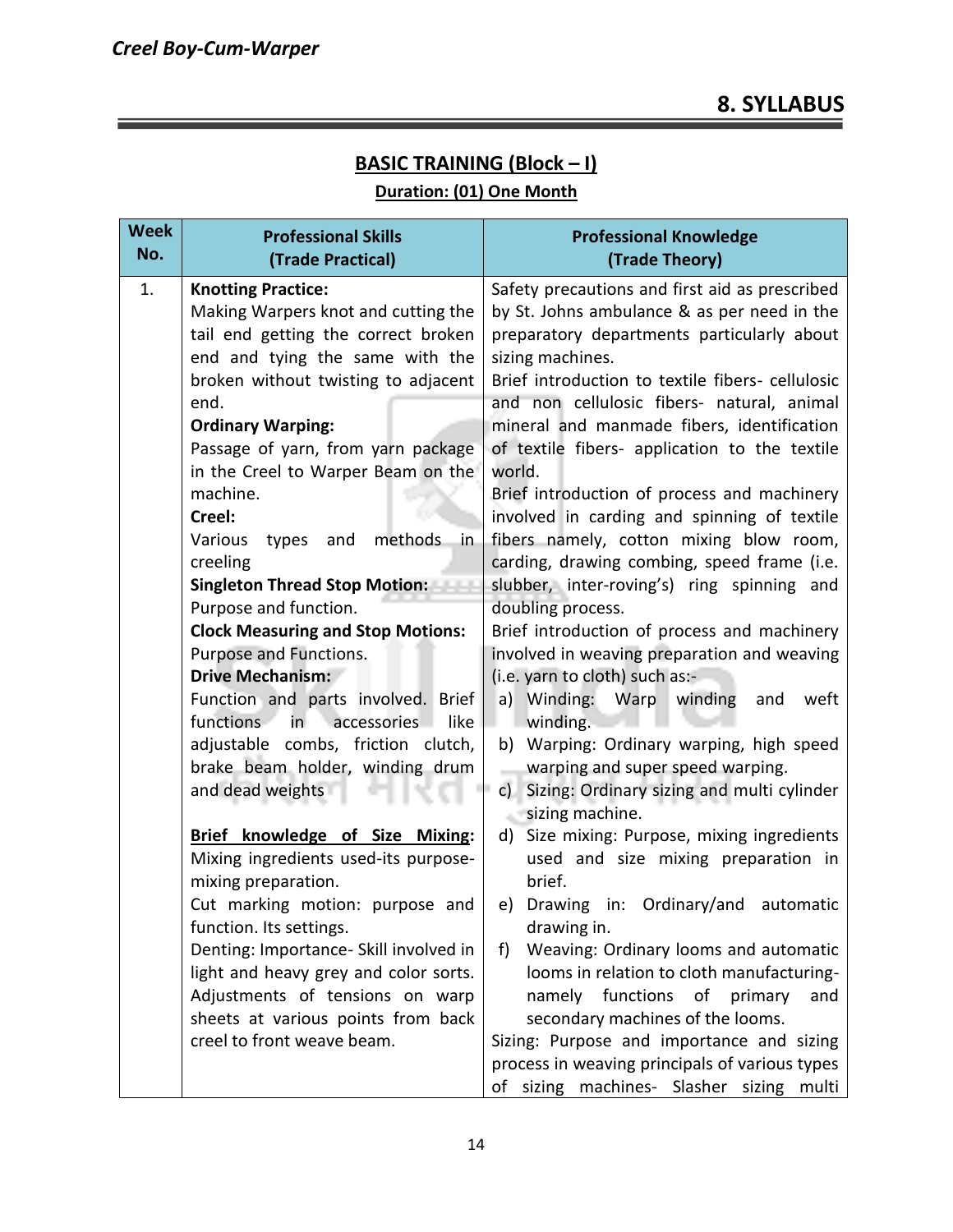## 8. SYLLABUS

### BASIC TRAINING (Block – I)

**Duration: (01) One Month**

| Week No. | Professional Skills (Trade Practical) | Professional Knowledge (Trade Theory) |
|---|---|---|
| 1. | **Knotting Practice:** Making Warpers knot and cutting the tail end getting the correct broken end and tying the same with the broken without twisting to adjacent end. **Ordinary Warping:** Passage of yarn, from yarn package in the Creel to Warper Beam on the machine. **Creel:** Various types and methods in creeling **Singleton Thread Stop Motion:** Purpose and function. **Clock Measuring and Stop Motions:** Purpose and Functions. **Drive Mechanism:** Function and parts involved. Brief functions in accessories like adjustable combs, friction clutch, brake beam holder, winding drum and dead weights **Brief knowledge of Size Mixing:** Mixing ingredients used-its purpose-mixing preparation. Cut marking motion: purpose and function. Its settings. Denting: Importance- Skill involved in light and heavy grey and color sorts. Adjustments of tensions on warp sheets at various points from back creel to front weave beam. | Safety precautions and first aid as prescribed by St. Johns ambulance & as per need in the preparatory departments particularly about sizing machines. Brief introduction to textile fibers- cellulosic and non cellulosic fibers- natural, animal mineral and manmade fibers, identification of textile fibers- application to the textile world. Brief introduction of process and machinery involved in carding and spinning of textile fibers namely, cotton mixing blow room, carding, drawing combing, speed frame (i.e. slubber, inter-roving's) ring spinning and doubling process. Brief introduction of process and machinery involved in weaving preparation and weaving (i.e. yarn to cloth) such as:- a) Winding: Warp winding and weft winding. b) Warping: Ordinary warping, high speed warping and super speed warping. c) Sizing: Ordinary sizing and multi cylinder sizing machine. d) Size mixing: Purpose, mixing ingredients used and size mixing preparation in brief. e) Drawing in: Ordinary/and automatic drawing in. f) Weaving: Ordinary looms and automatic looms in relation to cloth manufacturing- namely functions of primary and secondary machines of the looms. Sizing: Purpose and importance and sizing process in weaving principals of various types of sizing machines- Slasher sizing multi |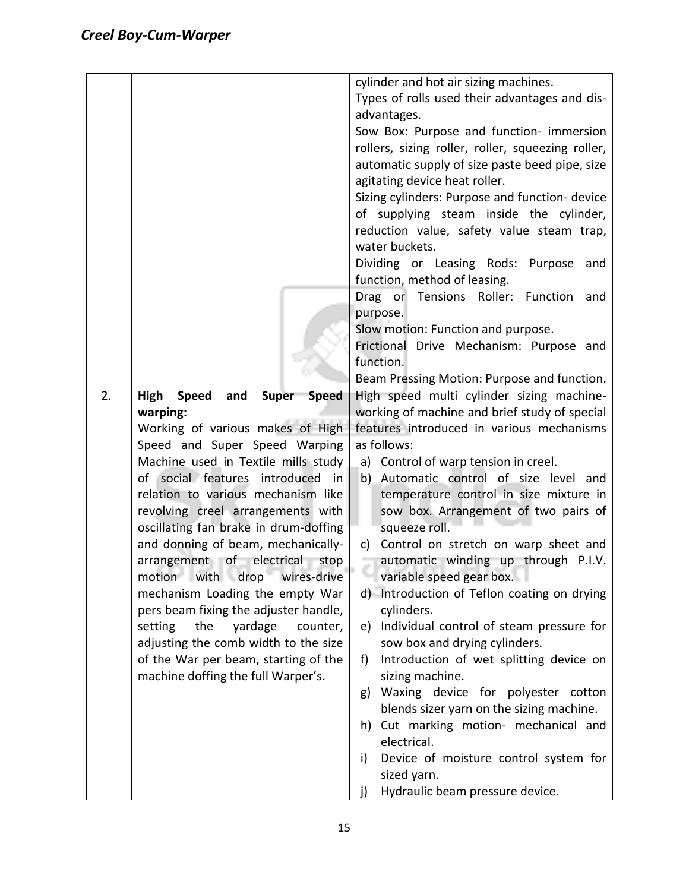| | | |
|---|---|---|
| | | cylinder and hot air sizing machines.<br>Types of rolls used their advantages and dis-advantages.<br>Sow Box: Purpose and function- immersion rollers, sizing roller, roller, squeezing roller, automatic supply of size paste beed pipe, size agitating device heat roller.<br>Sizing cylinders: Purpose and function- device of supplying steam inside the cylinder, reduction value, safety value steam trap, water buckets.<br>Dividing or Leasing Rods: Purpose and function, method of leasing.<br>Drag or Tensions Roller: Function and purpose.<br>Slow motion: Function and purpose.<br>Frictional Drive Mechanism: Purpose and function.<br>Beam Pressing Motion: Purpose and function. |
| 2. | **High Speed and Super Speed warping:**<br>Working of various makes of High Speed and Super Speed Warping Machine used in Textile mills study of social features introduced in relation to various mechanism like revolving creel arrangements with oscillating fan brake in drum-doffing and donning of beam, mechanically-arrangement of electrical stop motion with drop wires-drive mechanism Loading the empty War pers beam fixing the adjuster handle, setting the yardage counter, adjusting the comb width to the size of the War per beam, starting of the machine doffing the full Warper's. | High speed multi cylinder sizing machine- working of machine and brief study of special features introduced in various mechanisms as follows:<br>a) Control of warp tension in creel.<br>b) Automatic control of size level and temperature control in size mixture in sow box. Arrangement of two pairs of squeeze roll.<br>c) Control on stretch on warp sheet and automatic winding up through P.I.V. variable speed gear box.<br>d) Introduction of Teflon coating on drying cylinders.<br>e) Individual control of steam pressure for sow box and drying cylinders.<br>f) Introduction of wet splitting device on sizing machine.<br>g) Waxing device for polyester cotton blends sizer yarn on the sizing machine.<br>h) Cut marking motion- mechanical and electrical.<br>i) Device of moisture control system for sized yarn.<br>j) Hydraulic beam pressure device. |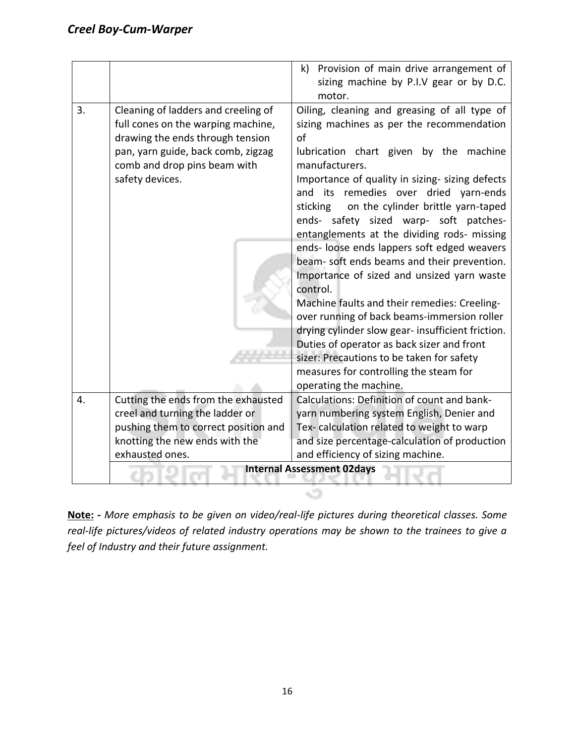|  |  | k) Provision of main drive arrangement of sizing machine by P.I.V gear or by D.C. motor. |
| --- | --- | --- |
| 3. | Cleaning of ladders and creeling of full cones on the warping machine, drawing the ends through tension pan, yarn guide, back comb, zigzag comb and drop pins beam with safety devices. | Oiling, cleaning and greasing of all type of sizing machines as per the recommendation of lubrication chart given by the machine manufacturers. Importance of quality in sizing- sizing defects and its remedies over dried yarn-ends sticking on the cylinder brittle yarn-taped ends- safety sized warp- soft patches- entanglements at the dividing rods- missing ends- loose ends lappers soft edged weavers beam- soft ends beams and their prevention. Importance of sized and unsized yarn waste control. Machine faults and their remedies: Creeling- over running of back beams-immersion roller drying cylinder slow gear- insufficient friction. Duties of operator as back sizer and front sizer: Precautions to be taken for safety measures for controlling the steam for operating the machine. |
| 4. | Cutting the ends from the exhausted creel and turning the ladder or pushing them to correct position and knotting the new ends with the exhausted ones. | Calculations: Definition of count and bank- yarn numbering system English, Denier and Tex- calculation related to weight to warp and size percentage-calculation of production and efficiency of sizing machine. |
|  | **Internal Assessment 02days** |  |

**Note: -** *More emphasis to be given on video/real-life pictures during theoretical classes. Some real-life pictures/videos of related industry operations may be shown to the trainees to give a feel of Industry and their future assignment.*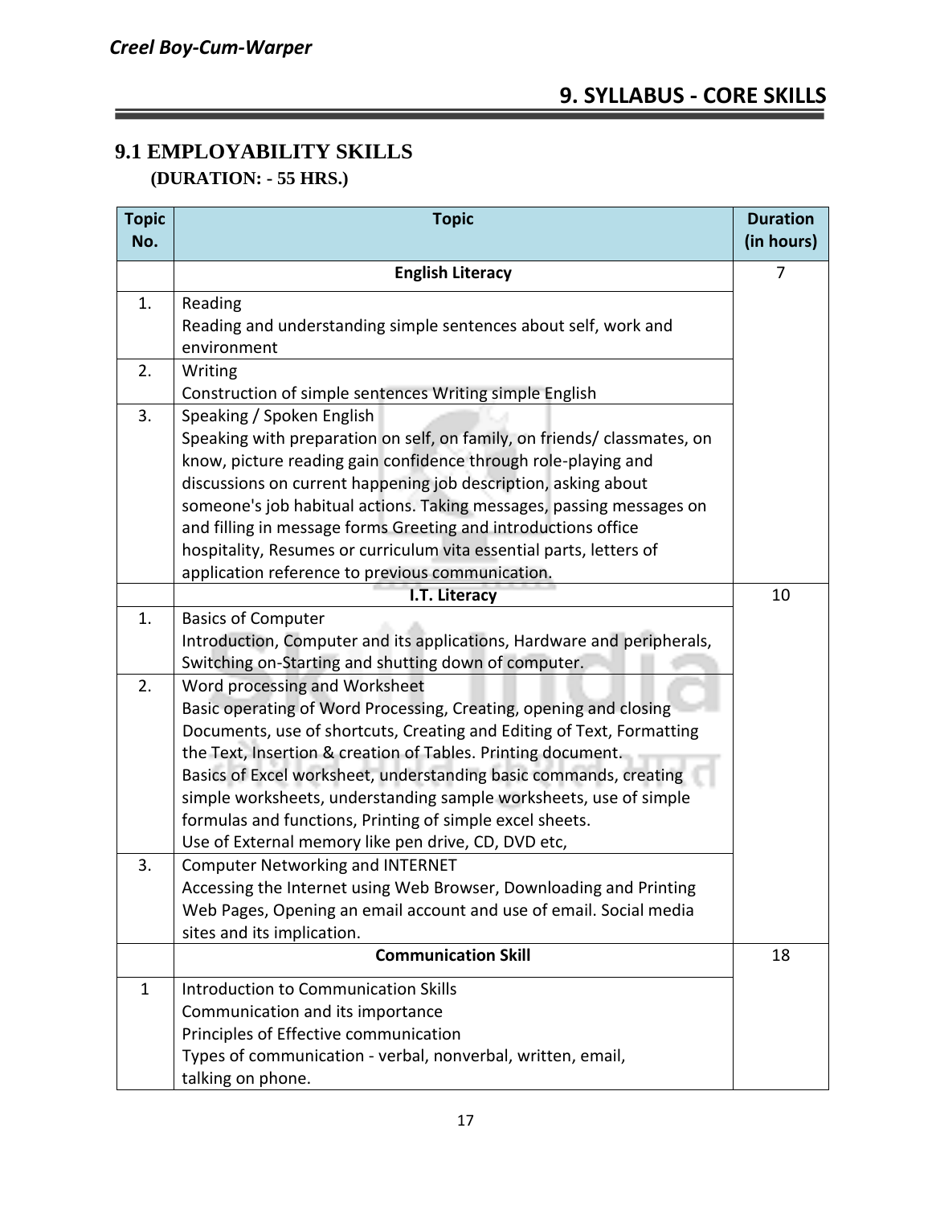*Creel Boy-Cum-Warper*

# 9. SYLLABUS - CORE SKILLS

## 9.1 EMPLOYABILITY SKILLS

**(DURATION: - 55 HRS.)**

| Topic No. | Topic | Duration (in hours) |
|---|---|---|
| | **English Literacy** | 7 |
| 1. | Reading<br>Reading and understanding simple sentences about self, work and environment | |
| 2. | Writing<br>Construction of simple sentences Writing simple English | |
| 3. | Speaking / Spoken English<br>Speaking with preparation on self, on family, on friends/ classmates, on know, picture reading gain confidence through role-playing and discussions on current happening job description, asking about someone's job habitual actions. Taking messages, passing messages on and filling in message forms Greeting and introductions office hospitality, Resumes or curriculum vita essential parts, letters of application reference to previous communication. | |
| | **I.T. Literacy** | 10 |
| 1. | Basics of Computer<br>Introduction, Computer and its applications, Hardware and peripherals, Switching on-Starting and shutting down of computer. | |
| 2. | Word processing and Worksheet<br>Basic operating of Word Processing, Creating, opening and closing Documents, use of shortcuts, Creating and Editing of Text, Formatting the Text, Insertion & creation of Tables. Printing document.<br>Basics of Excel worksheet, understanding basic commands, creating simple worksheets, understanding sample worksheets, use of simple formulas and functions, Printing of simple excel sheets.<br>Use of External memory like pen drive, CD, DVD etc, | |
| 3. | Computer Networking and INTERNET<br>Accessing the Internet using Web Browser, Downloading and Printing Web Pages, Opening an email account and use of email. Social media sites and its implication. | |
| | **Communication Skill** | 18 |
| 1 | Introduction to Communication Skills<br>Communication and its importance<br>Principles of Effective communication<br>Types of communication - verbal, nonverbal, written, email, talking on phone. | |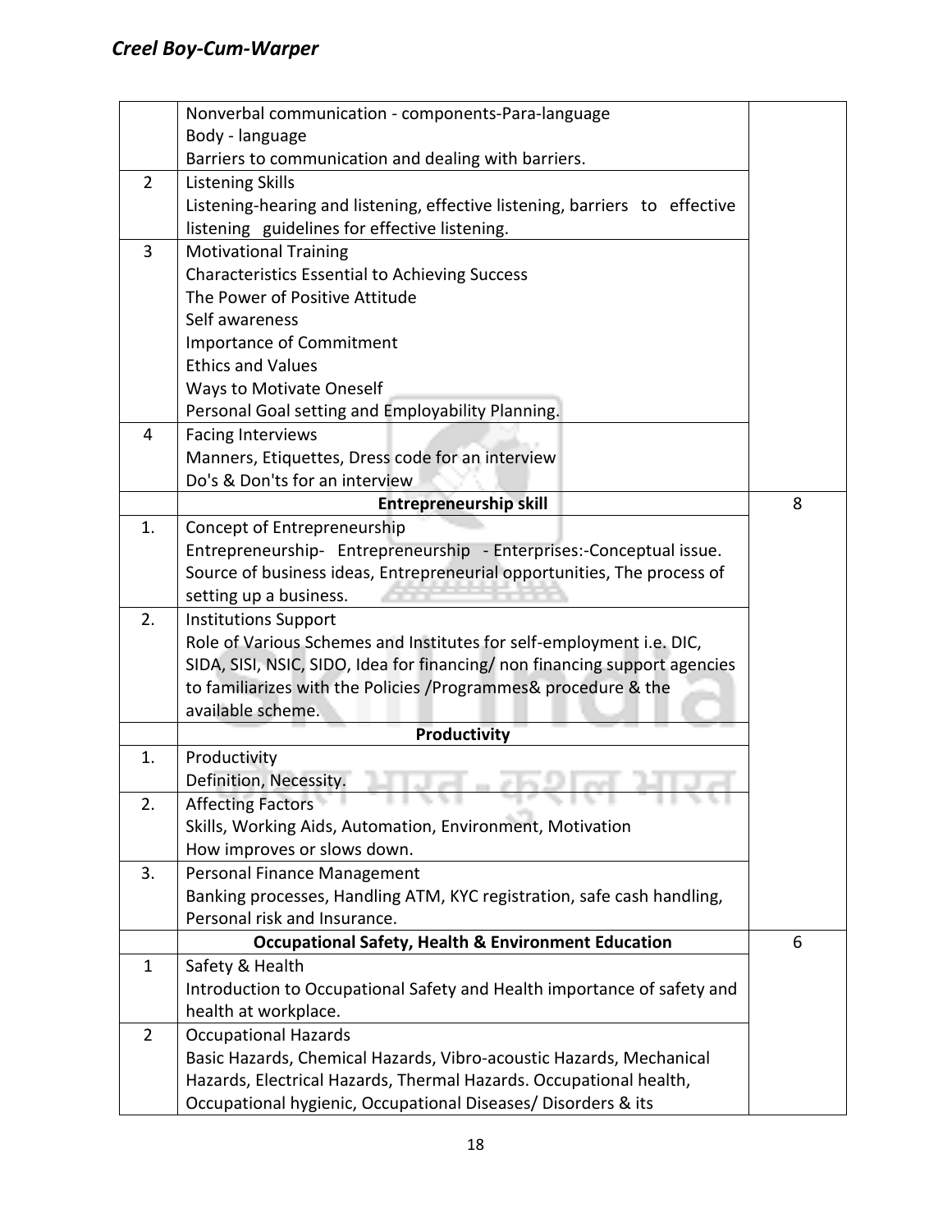| | | |
|---|---|---|
| | Nonverbal communication - components-Para-language<br>Body - language<br>Barriers to communication and dealing with barriers. | |
| 2 | Listening Skills<br>Listening-hearing and listening, effective listening, barriers to effective listening guidelines for effective listening. | |
| 3 | Motivational Training<br>Characteristics Essential to Achieving Success<br>The Power of Positive Attitude<br>Self awareness<br>Importance of Commitment<br>Ethics and Values<br>Ways to Motivate Oneself<br>Personal Goal setting and Employability Planning. | |
| 4 | Facing Interviews<br>Manners, Etiquettes, Dress code for an interview<br>Do's & Don'ts for an interview | |
| | **Entrepreneurship skill** | 8 |
| 1. | Concept of Entrepreneurship<br>Entrepreneurship- Entrepreneurship - Enterprises:-Conceptual issue. Source of business ideas, Entrepreneurial opportunities, The process of setting up a business. | |
| 2. | Institutions Support<br>Role of Various Schemes and Institutes for self-employment i.e. DIC, SIDA, SISI, NSIC, SIDO, Idea for financing/ non financing support agencies to familiarizes with the Policies /Programmes& procedure & the available scheme. | |
| | **Productivity** | |
| 1. | Productivity<br>Definition, Necessity. | |
| 2. | Affecting Factors<br>Skills, Working Aids, Automation, Environment, Motivation<br>How improves or slows down. | |
| 3. | Personal Finance Management<br>Banking processes, Handling ATM, KYC registration, safe cash handling, Personal risk and Insurance. | |
| | **Occupational Safety, Health & Environment Education** | 6 |
| 1 | Safety & Health<br>Introduction to Occupational Safety and Health importance of safety and health at workplace. | |
| 2 | Occupational Hazards<br>Basic Hazards, Chemical Hazards, Vibro-acoustic Hazards, Mechanical Hazards, Electrical Hazards, Thermal Hazards. Occupational health, Occupational hygienic, Occupational Diseases/ Disorders & its | |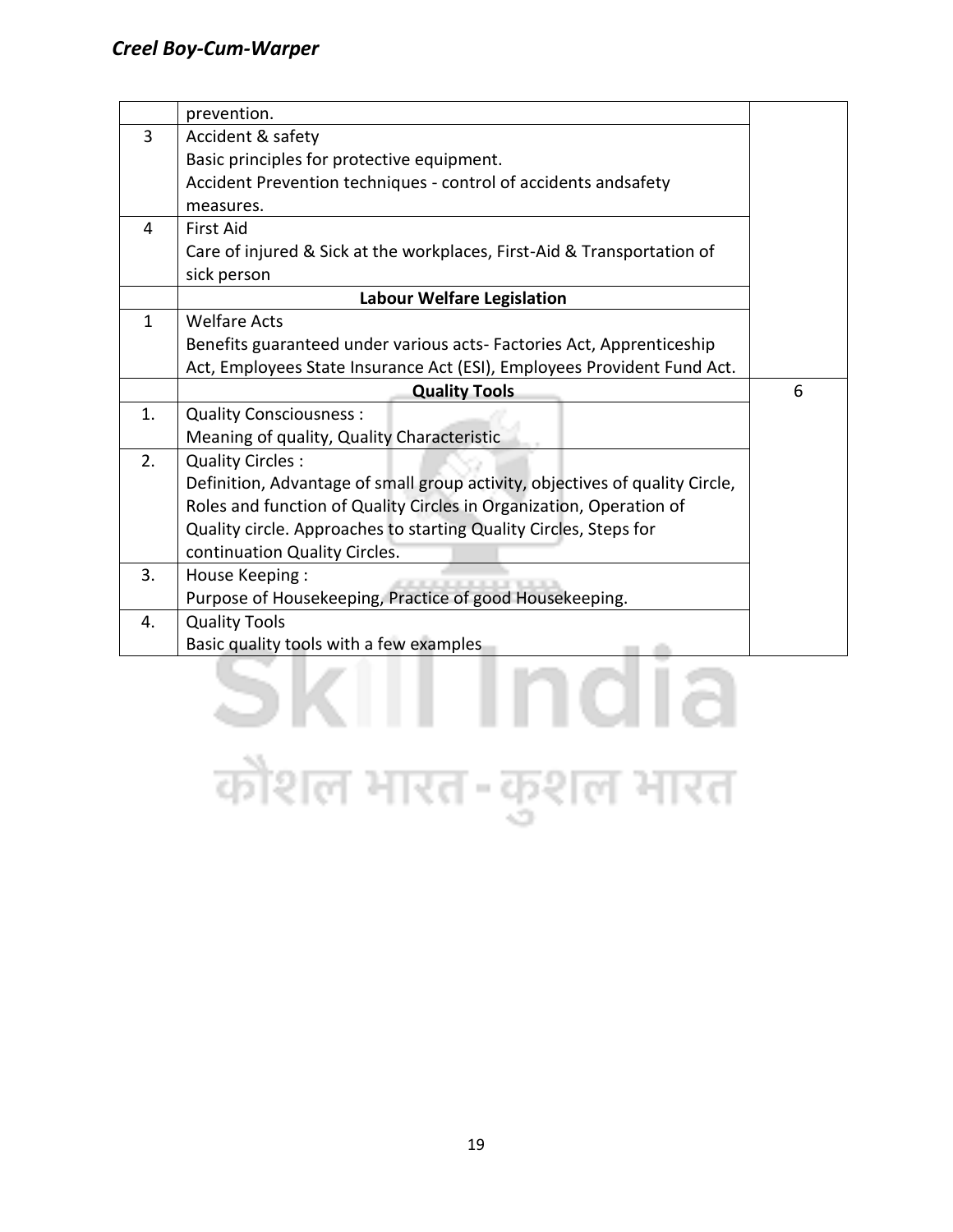| | | |
|---|---|---|
| | prevention. | |
| 3 | Accident & safety<br>Basic principles for protective equipment.<br>Accident Prevention techniques - control of accidents andsafety measures. | |
| 4 | First Aid<br>Care of injured & Sick at the workplaces, First-Aid & Transportation of sick person | |
| | **Labour Welfare Legislation** | |
| 1 | Welfare Acts<br>Benefits guaranteed under various acts- Factories Act, Apprenticeship Act, Employees State Insurance Act (ESI), Employees Provident Fund Act. | |
| | **Quality Tools** | 6 |
| 1. | Quality Consciousness :<br>Meaning of quality, Quality Characteristic | |
| 2. | Quality Circles :<br>Definition, Advantage of small group activity, objectives of quality Circle, Roles and function of Quality Circles in Organization, Operation of Quality circle. Approaches to starting Quality Circles, Steps for continuation Quality Circles. | |
| 3. | House Keeping :<br>Purpose of Housekeeping, Practice of good Housekeeping. | |
| 4. | Quality Tools<br>Basic quality tools with a few examples | |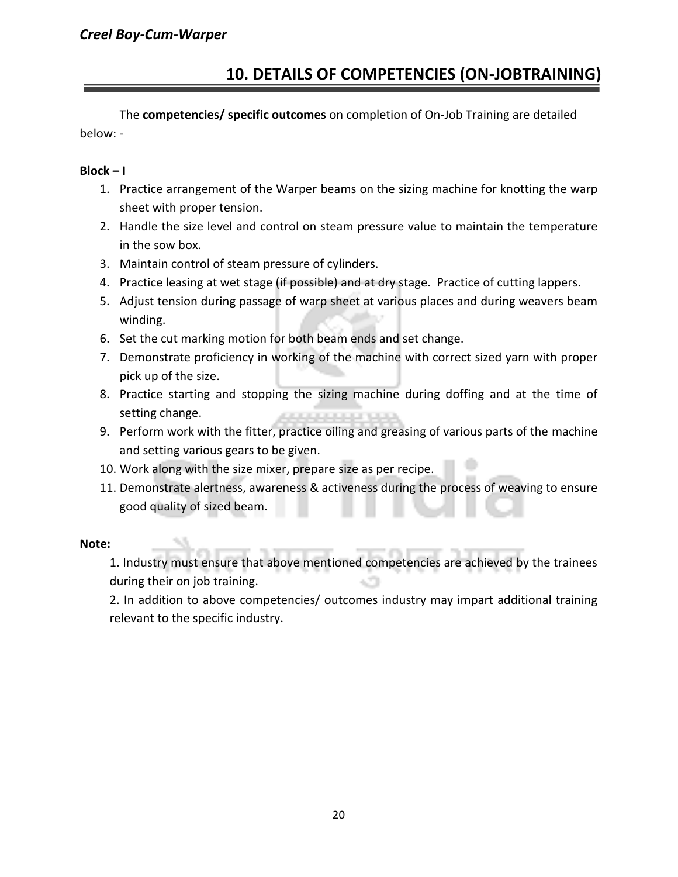## 10. DETAILS OF COMPETENCIES (ON-JOBTRAINING)

The **competencies/ specific outcomes** on completion of On-Job Training are detailed below: -

**Block – I**

1. Practice arrangement of the Warper beams on the sizing machine for knotting the warp sheet with proper tension.
2. Handle the size level and control on steam pressure value to maintain the temperature in the sow box.
3. Maintain control of steam pressure of cylinders.
4. Practice leasing at wet stage (if possible) and at dry stage. Practice of cutting lappers.
5. Adjust tension during passage of warp sheet at various places and during weavers beam winding.
6. Set the cut marking motion for both beam ends and set change.
7. Demonstrate proficiency in working of the machine with correct sized yarn with proper pick up of the size.
8. Practice starting and stopping the sizing machine during doffing and at the time of setting change.
9. Perform work with the fitter, practice oiling and greasing of various parts of the machine and setting various gears to be given.
10. Work along with the size mixer, prepare size as per recipe.
11. Demonstrate alertness, awareness & activeness during the process of weaving to ensure good quality of sized beam.

**Note:**

1. Industry must ensure that above mentioned competencies are achieved by the trainees during their on job training.
2. In addition to above competencies/ outcomes industry may impart additional training relevant to the specific industry.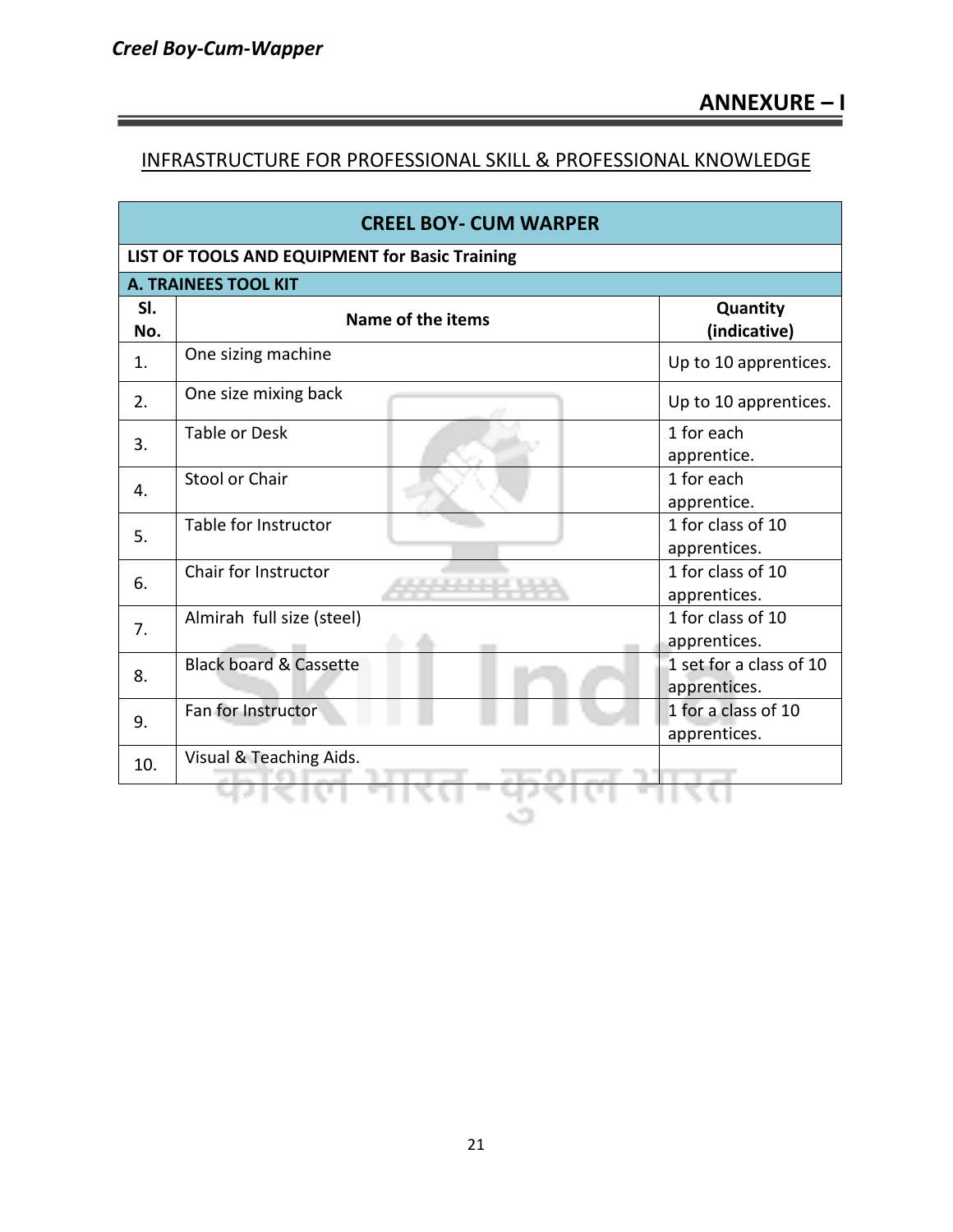## ANNEXURE – I

INFRASTRUCTURE FOR PROFESSIONAL SKILL & PROFESSIONAL KNOWLEDGE

| CREEL BOY- CUM WARPER | | |
|---|---|---|
| **LIST OF TOOLS AND EQUIPMENT for Basic Training** | | |
| **A. TRAINEES TOOL KIT** | | |
| **Sl. No.** | **Name of the items** | **Quantity (indicative)** |
| 1. | One sizing machine | Up to 10 apprentices. |
| 2. | One size mixing back | Up to 10 apprentices. |
| 3. | Table or Desk | 1 for each apprentice. |
| 4. | Stool or Chair | 1 for each apprentice. |
| 5. | Table for Instructor | 1 for class of 10 apprentices. |
| 6. | Chair for Instructor | 1 for class of 10 apprentices. |
| 7. | Almirah full size (steel) | 1 for class of 10 apprentices. |
| 8. | Black board & Cassette | 1 set for a class of 10 apprentices. |
| 9. | Fan for Instructor | 1 for a class of 10 apprentices. |
| 10. | Visual & Teaching Aids. | |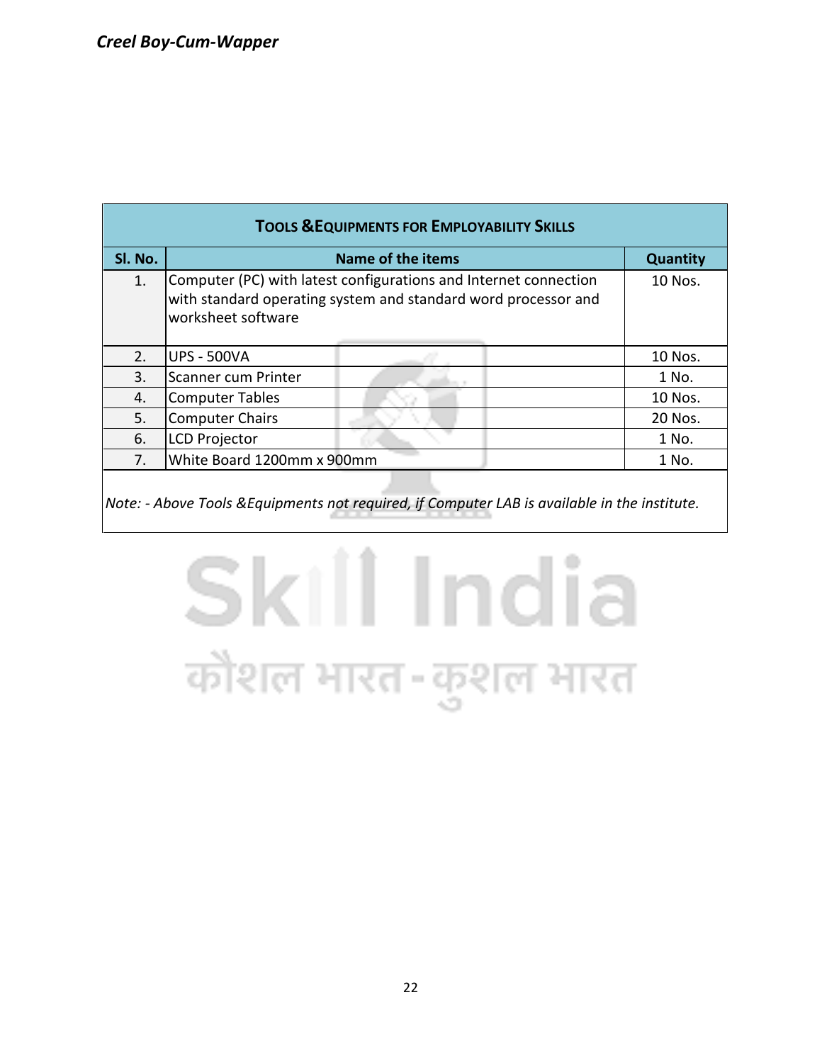| TOOLS &EQUIPMENTS FOR EMPLOYABILITY SKILLS | | |
|---|---|---|
| Sl. No. | Name of the items | Quantity |
| 1. | Computer (PC) with latest configurations and Internet connection with standard operating system and standard word processor and worksheet software | 10 Nos. |
| 2. | UPS - 500VA | 10 Nos. |
| 3. | Scanner cum Printer | 1 No. |
| 4. | Computer Tables | 10 Nos. |
| 5. | Computer Chairs | 20 Nos. |
| 6. | LCD Projector | 1 No. |
| 7. | White Board 1200mm x 900mm | 1 No. |

*Note: - Above Tools &Equipments not required, if Computer LAB is available in the institute.*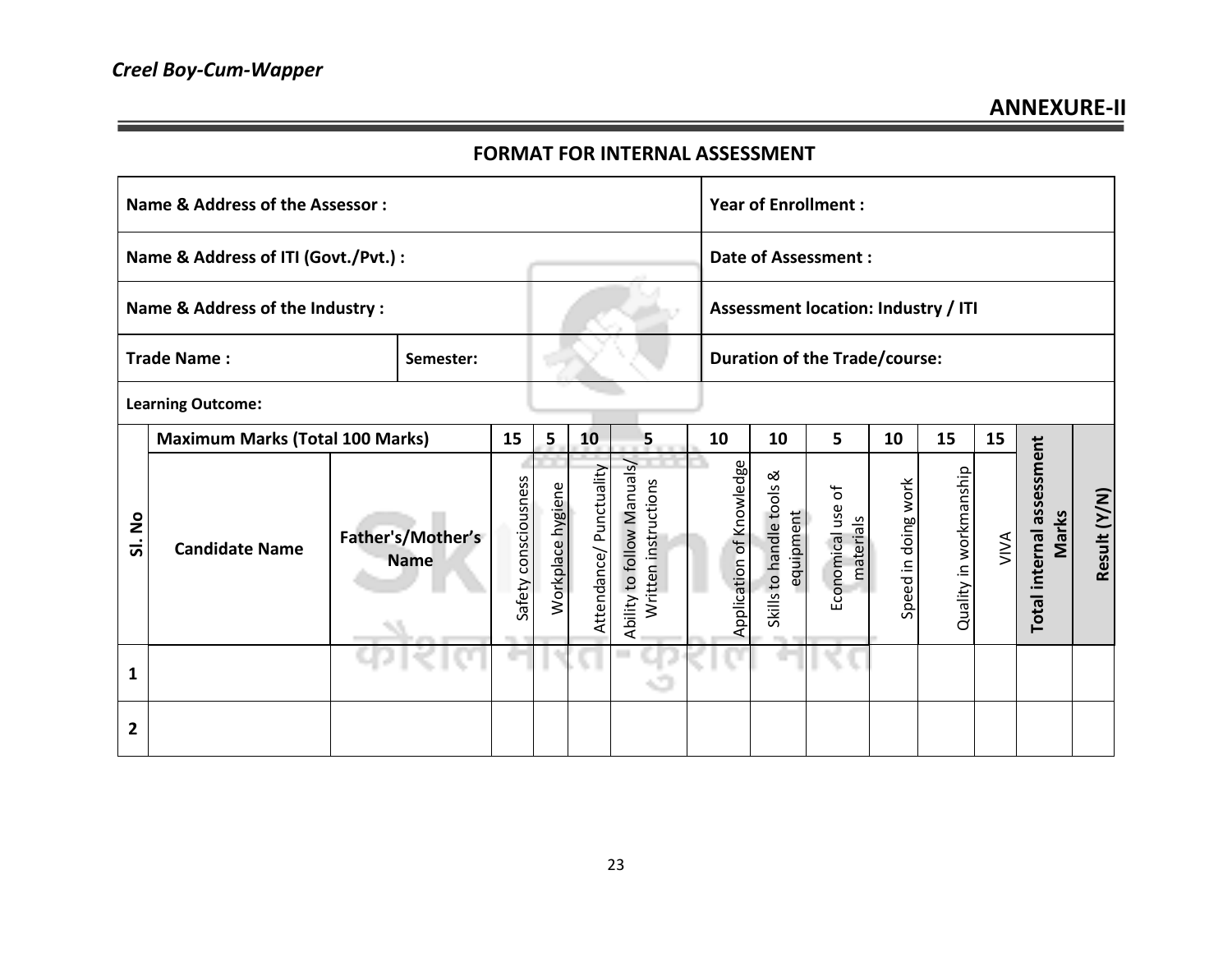## ANNEXURE-II

### FORMAT FOR INTERNAL ASSESSMENT

| | |
|---|---|
| **Name & Address of the Assessor :** | **Year of Enrollment :** |
| **Name & Address of ITI (Govt./Pvt.) :** | **Date of Assessment :** |
| **Name & Address of the Industry :** | **Assessment location: Industry / ITI** |
| **Trade Name :** **Semester:** | **Duration of the Trade/course:** |
| **Learning Outcome:** | |

| Sl. No | Candidate Name | Father's/Mother's Name | Safety consciousness | Workplace hygiene | Attendance/ Punctuality | Ability to follow Manuals/ Written instructions | Application of Knowledge | Skills to handle tools & equipment | Economical use of materials | Speed in doing work | Quality in workmanship | VIVA | Total internal assessment Marks | Result (Y/N) |
|---|---|---|---|---|---|---|---|---|---|---|---|---|---|---|
| | **Maximum Marks (Total 100 Marks)** | | 15 | 5 | 10 | 5 | 10 | 10 | 5 | 10 | 15 | 15 | | |
| 1 | | | | | | | | | | | | | | |
| 2 | | | | | | | | | | | | | | |